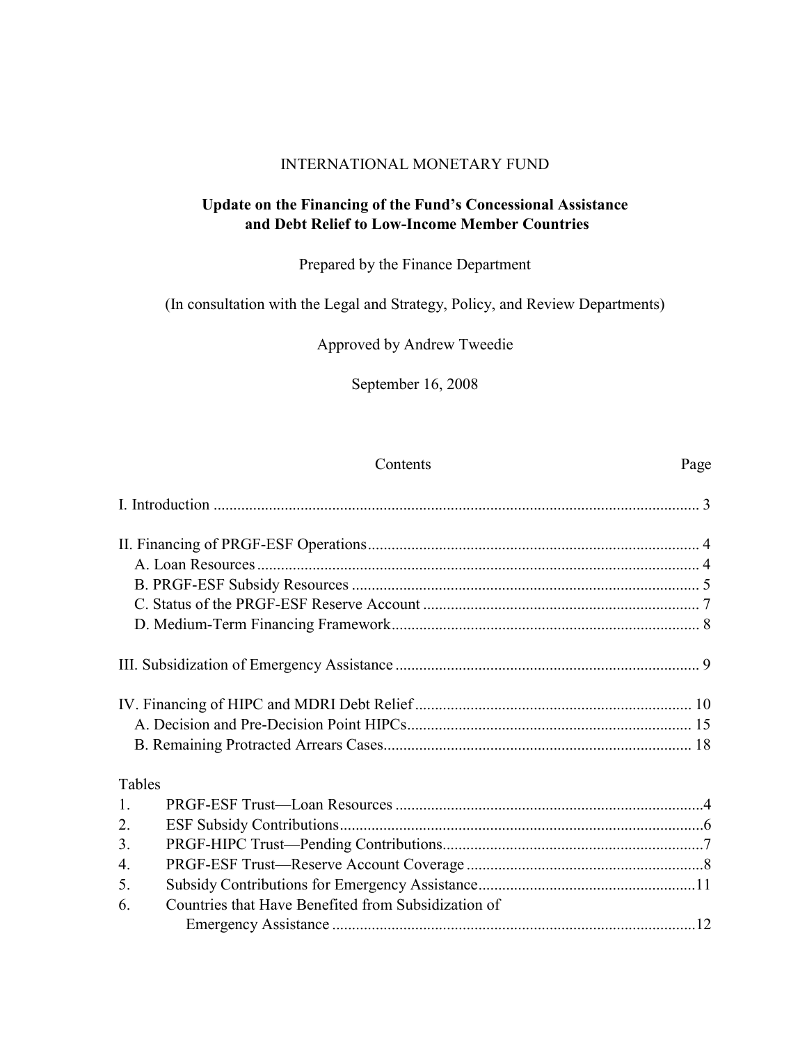INTERNATIONAL MONETARY FUND

# Update on the Financing of the Fund's Concessional Assistance and Debt Relief to Low-Income Member Countries

Prepared by the Finance Department

(In consultation with the Legal and Strategy, Policy, and Review Departments)

Approved by Andrew Tweedie

September 16, 2008

| Contents | Page |
|---|---|
| I. Introduction | 3 |
| II. Financing of PRGF-ESF Operations | 4 |
| A. Loan Resources | 4 |
| B. PRGF-ESF Subsidy Resources | 5 |
| C. Status of the PRGF-ESF Reserve Account | 7 |
| D. Medium-Term Financing Framework | 8 |
| III. Subsidization of Emergency Assistance | 9 |
| IV. Financing of HIPC and MDRI Debt Relief | 10 |
| A. Decision and Pre-Decision Point HIPCs | 15 |
| B. Remaining Protracted Arrears Cases | 18 |

Tables

| | | |
|---|---|---|
| 1. | PRGF-ESF Trust—Loan Resources | 4 |
| 2. | ESF Subsidy Contributions | 6 |
| 3. | PRGF-HIPC Trust—Pending Contributions | 7 |
| 4. | PRGF-ESF Trust—Reserve Account Coverage | 8 |
| 5. | Subsidy Contributions for Emergency Assistance | 11 |
| 6. | Countries that Have Benefited from Subsidization of Emergency Assistance | 12 |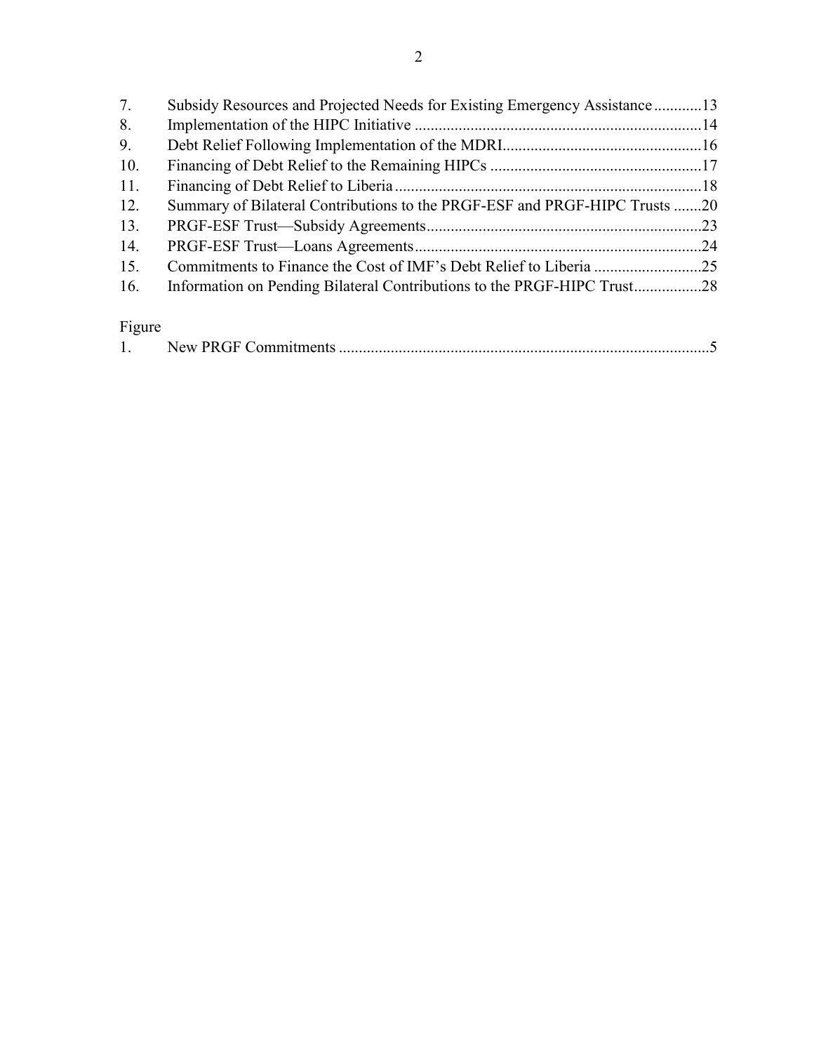| | | |
|---|---|---|
| 7. | Subsidy Resources and Projected Needs for Existing Emergency Assistance | 13 |
| 8. | Implementation of the HIPC Initiative | 14 |
| 9. | Debt Relief Following Implementation of the MDRI | 16 |
| 10. | Financing of Debt Relief to the Remaining HIPCs | 17 |
| 11. | Financing of Debt Relief to Liberia | 18 |
| 12. | Summary of Bilateral Contributions to the PRGF-ESF and PRGF-HIPC Trusts | 20 |
| 13. | PRGF-ESF Trust—Subsidy Agreements | 23 |
| 14. | PRGF-ESF Trust—Loans Agreements | 24 |
| 15. | Commitments to Finance the Cost of IMF's Debt Relief to Liberia | 25 |
| 16. | Information on Pending Bilateral Contributions to the PRGF-HIPC Trust | 28 |

Figure

| | | |
|---|---|---|
| 1. | New PRGF Commitments | 5 |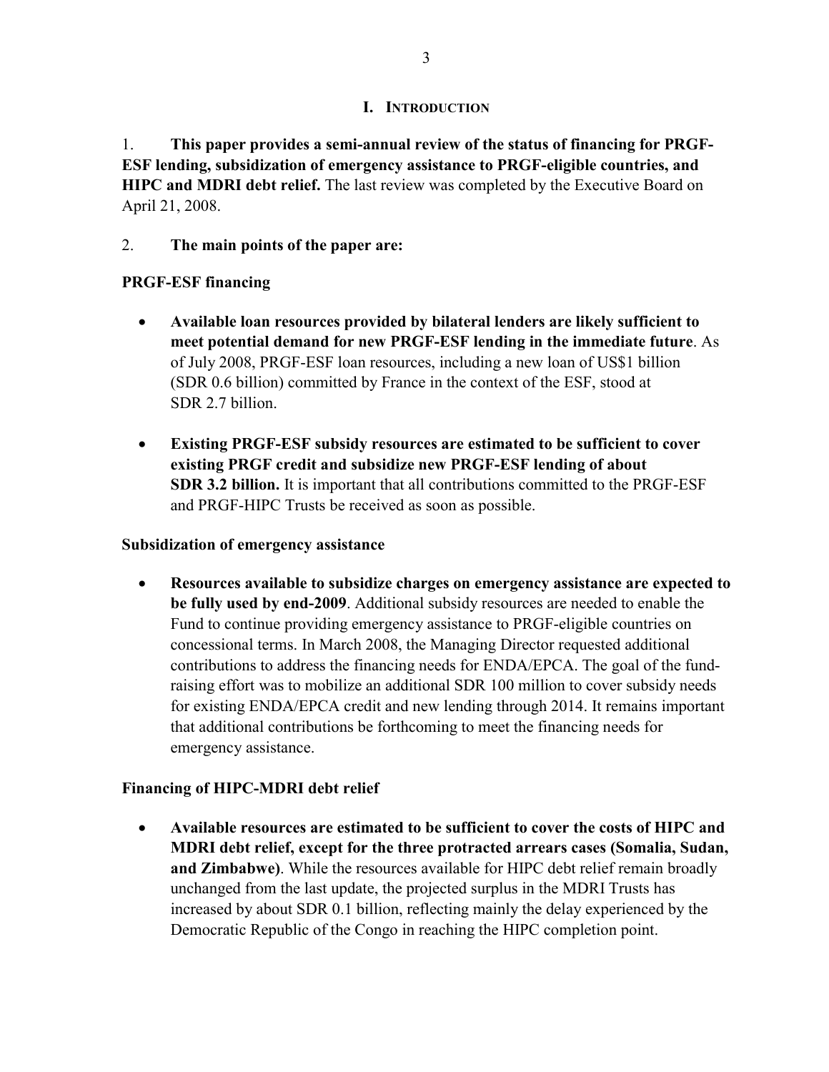## I. INTRODUCTION

1. **This paper provides a semi-annual review of the status of financing for PRGF-ESF lending, subsidization of emergency assistance to PRGF-eligible countries, and HIPC and MDRI debt relief.** The last review was completed by the Executive Board on April 21, 2008.

2. **The main points of the paper are:**

**PRGF-ESF financing**

- **Available loan resources provided by bilateral lenders are likely sufficient to meet potential demand for new PRGF-ESF lending in the immediate future**. As of July 2008, PRGF-ESF loan resources, including a new loan of US$1 billion (SDR 0.6 billion) committed by France in the context of the ESF, stood at SDR 2.7 billion.

- **Existing PRGF-ESF subsidy resources are estimated to be sufficient to cover existing PRGF credit and subsidize new PRGF-ESF lending of about SDR 3.2 billion.** It is important that all contributions committed to the PRGF-ESF and PRGF-HIPC Trusts be received as soon as possible.

**Subsidization of emergency assistance**

- **Resources available to subsidize charges on emergency assistance are expected to be fully used by end-2009**. Additional subsidy resources are needed to enable the Fund to continue providing emergency assistance to PRGF-eligible countries on concessional terms. In March 2008, the Managing Director requested additional contributions to address the financing needs for ENDA/EPCA. The goal of the fund-raising effort was to mobilize an additional SDR 100 million to cover subsidy needs for existing ENDA/EPCA credit and new lending through 2014. It remains important that additional contributions be forthcoming to meet the financing needs for emergency assistance.

**Financing of HIPC-MDRI debt relief**

- **Available resources are estimated to be sufficient to cover the costs of HIPC and MDRI debt relief, except for the three protracted arrears cases (Somalia, Sudan, and Zimbabwe)**. While the resources available for HIPC debt relief remain broadly unchanged from the last update, the projected surplus in the MDRI Trusts has increased by about SDR 0.1 billion, reflecting mainly the delay experienced by the Democratic Republic of the Congo in reaching the HIPC completion point.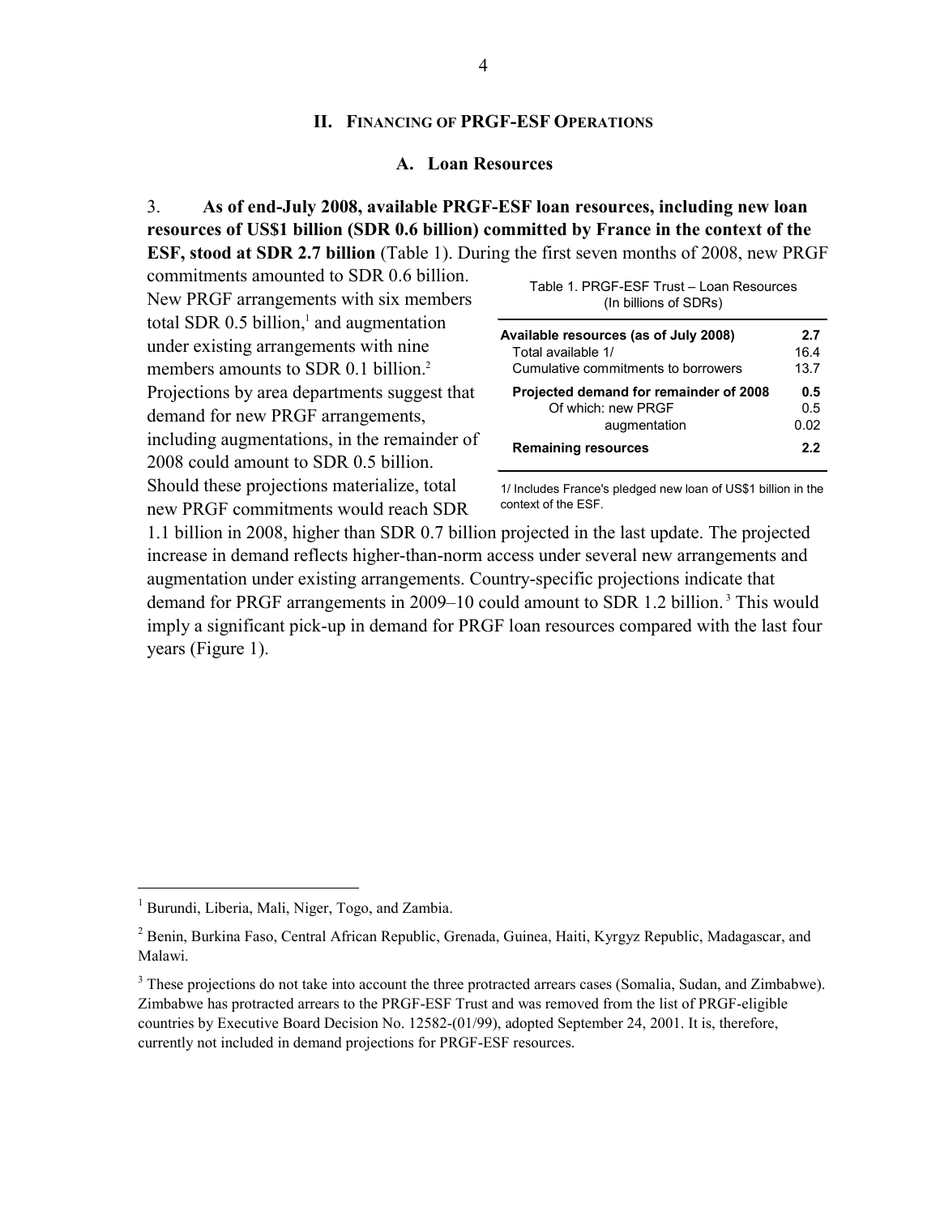## II. Financing of PRGF-ESF Operations

### A. Loan Resources

3. **As of end-July 2008, available PRGF-ESF loan resources, including new loan resources of US$1 billion (SDR 0.6 billion) committed by France in the context of the ESF, stood at SDR 2.7 billion** (Table 1). During the first seven months of 2008, new PRGF commitments amounted to SDR 0.6 billion. New PRGF arrangements with six members total SDR 0.5 billion,[1] and augmentation under existing arrangements with nine members amounts to SDR 0.1 billion.[2] Projections by area departments suggest that demand for new PRGF arrangements, including augmentations, in the remainder of 2008 could amount to SDR 0.5 billion. Should these projections materialize, total new PRGF commitments would reach SDR 1.1 billion in 2008, higher than SDR 0.7 billion projected in the last update. The projected increase in demand reflects higher-than-norm access under several new arrangements and augmentation under existing arrangements. Country-specific projections indicate that demand for PRGF arrangements in 2009–10 could amount to SDR 1.2 billion.[3] This would imply a significant pick-up in demand for PRGF loan resources compared with the last four years (Figure 1).

Table 1. PRGF-ESF Trust – Loan Resources
(In billions of SDRs)

| | |
|---|---|
| **Available resources (as of July 2008)** | **2.7** |
| Total available 1/ | 16.4 |
| Cumulative commitments to borrowers | 13.7 |
| **Projected demand for remainder of 2008** | **0.5** |
| Of which: new PRGF | 0.5 |
| augmentation | 0.02 |
| **Remaining resources** | **2.2** |

1/ Includes France's pledged new loan of US$1 billion in the context of the ESF.

---

[1] Burundi, Liberia, Mali, Niger, Togo, and Zambia.

[2] Benin, Burkina Faso, Central African Republic, Grenada, Guinea, Haiti, Kyrgyz Republic, Madagascar, and Malawi.

[3] These projections do not take into account the three protracted arrears cases (Somalia, Sudan, and Zimbabwe). Zimbabwe has protracted arrears to the PRGF-ESF Trust and was removed from the list of PRGF-eligible countries by Executive Board Decision No. 12582-(01/99), adopted September 24, 2001. It is, therefore, currently not included in demand projections for PRGF-ESF resources.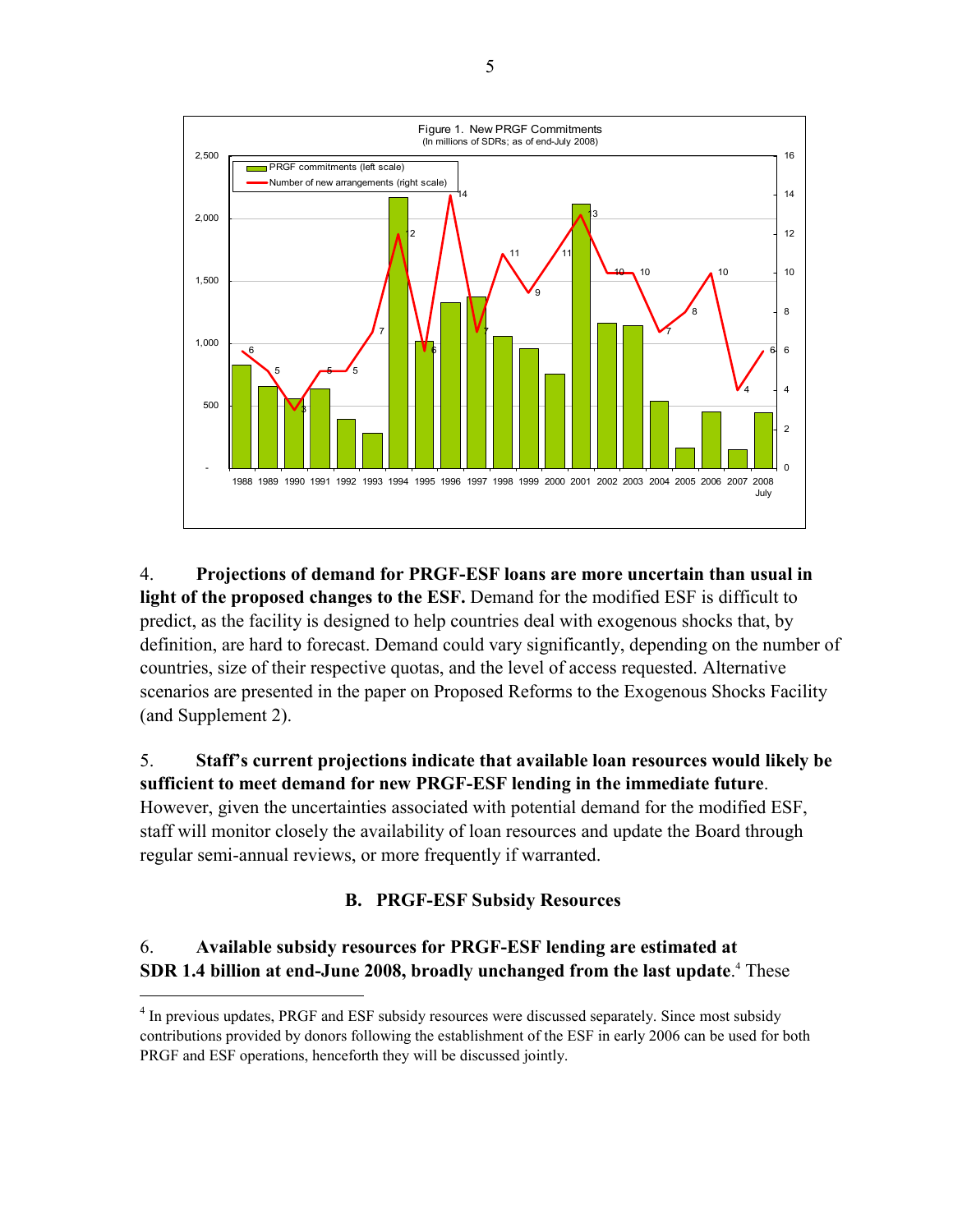Figure 1. New PRGF Commitments
(In millions of SDRs; as of end-July 2008)

4. **Projections of demand for PRGF-ESF loans are more uncertain than usual in light of the proposed changes to the ESF.** Demand for the modified ESF is difficult to predict, as the facility is designed to help countries deal with exogenous shocks that, by definition, are hard to forecast. Demand could vary significantly, depending on the number of countries, size of their respective quotas, and the level of access requested. Alternative scenarios are presented in the paper on Proposed Reforms to the Exogenous Shocks Facility (and Supplement 2).

5. **Staff's current projections indicate that available loan resources would likely be sufficient to meet demand for new PRGF-ESF lending in the immediate future**. However, given the uncertainties associated with potential demand for the modified ESF, staff will monitor closely the availability of loan resources and update the Board through regular semi-annual reviews, or more frequently if warranted.

### B. PRGF-ESF Subsidy Resources

6. **Available subsidy resources for PRGF-ESF lending are estimated at SDR 1.4 billion at end-June 2008, broadly unchanged from the last update**.[4] These

[4] In previous updates, PRGF and ESF subsidy resources were discussed separately. Since most subsidy contributions provided by donors following the establishment of the ESF in early 2006 can be used for both PRGF and ESF operations, henceforth they will be discussed jointly.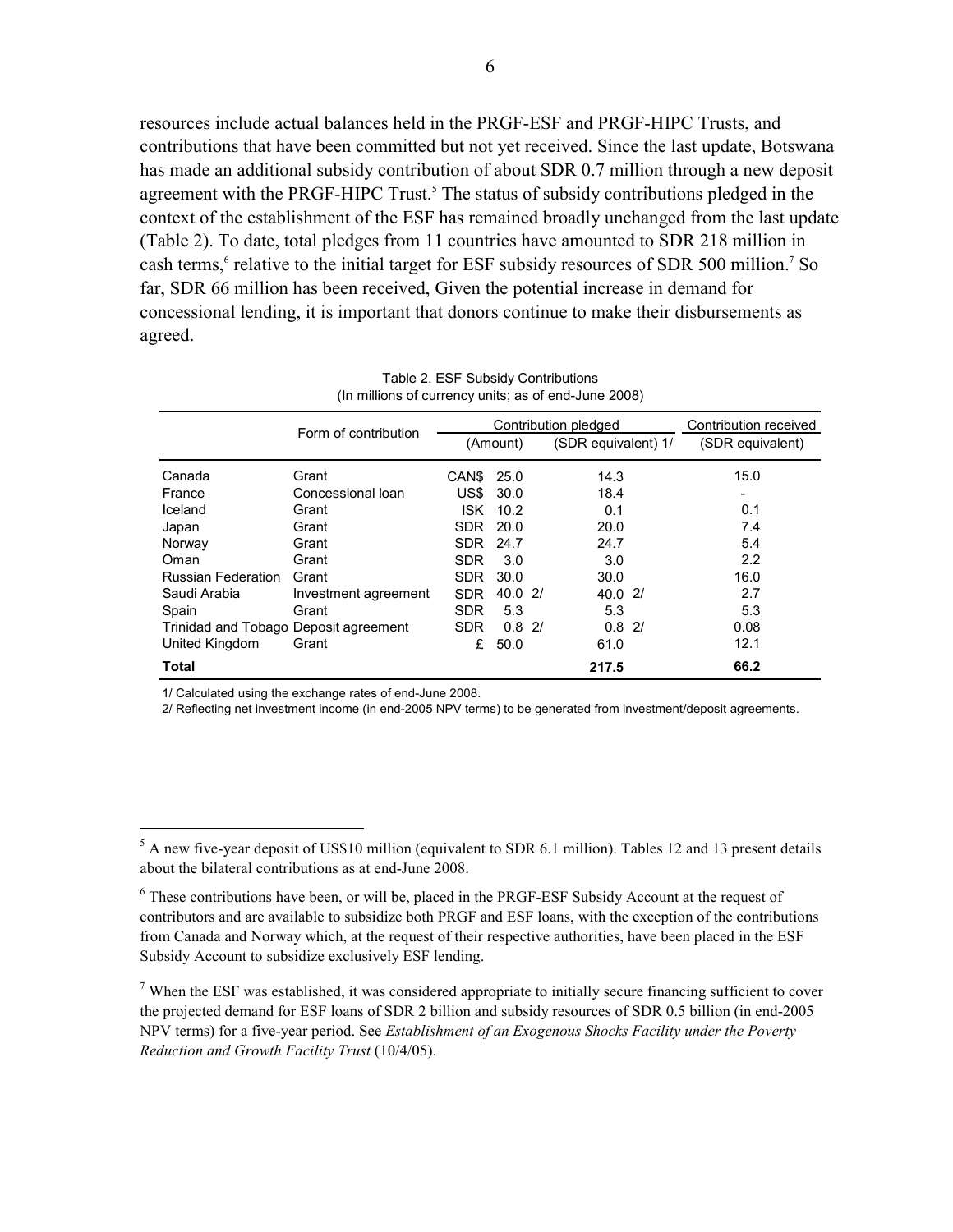resources include actual balances held in the PRGF-ESF and PRGF-HIPC Trusts, and contributions that have been committed but not yet received. Since the last update, Botswana has made an additional subsidy contribution of about SDR 0.7 million through a new deposit agreement with the PRGF-HIPC Trust.[5] The status of subsidy contributions pledged in the context of the establishment of the ESF has remained broadly unchanged from the last update (Table 2). To date, total pledges from 11 countries have amounted to SDR 218 million in cash terms,[6] relative to the initial target for ESF subsidy resources of SDR 500 million.[7] So far, SDR 66 million has been received, Given the potential increase in demand for concessional lending, it is important that donors continue to make their disbursements as agreed.

Table 2. ESF Subsidy Contributions
(In millions of currency units; as of end-June 2008)

| | Form of contribution | Contribution pledged | | | Contribution received |
|---|---|---|---|---|---|
| | | (Amount) | | (SDR equivalent) 1/ | (SDR equivalent) |
| Canada | Grant | CAN$ | 25.0 | 14.3 | 15.0 |
| France | Concessional loan | US$ | 30.0 | 18.4 | - |
| Iceland | Grant | ISK | 10.2 | 0.1 | 0.1 |
| Japan | Grant | SDR | 20.0 | 20.0 | 7.4 |
| Norway | Grant | SDR | 24.7 | 24.7 | 5.4 |
| Oman | Grant | SDR | 3.0 | 3.0 | 2.2 |
| Russian Federation | Grant | SDR | 30.0 | 30.0 | 16.0 |
| Saudi Arabia | Investment agreement | SDR | 40.0 2/ | 40.0 2/ | 2.7 |
| Spain | Grant | SDR | 5.3 | 5.3 | 5.3 |
| Trinidad and Tobago | Deposit agreement | SDR | 0.8 2/ | 0.8 2/ | 0.08 |
| United Kingdom | Grant | £ | 50.0 | 61.0 | 12.1 |
| **Total** | | | | **217.5** | **66.2** |

1/ Calculated using the exchange rates of end-June 2008.

2/ Reflecting net investment income (in end-2005 NPV terms) to be generated from investment/deposit agreements.

[5] A new five-year deposit of US$10 million (equivalent to SDR 6.1 million). Tables 12 and 13 present details about the bilateral contributions as at end-June 2008.

[6] These contributions have been, or will be, placed in the PRGF-ESF Subsidy Account at the request of contributors and are available to subsidize both PRGF and ESF loans, with the exception of the contributions from Canada and Norway which, at the request of their respective authorities, have been placed in the ESF Subsidy Account to subsidize exclusively ESF lending.

[7] When the ESF was established, it was considered appropriate to initially secure financing sufficient to cover the projected demand for ESF loans of SDR 2 billion and subsidy resources of SDR 0.5 billion (in end-2005 NPV terms) for a five-year period. See *Establishment of an Exogenous Shocks Facility under the Poverty Reduction and Growth Facility Trust* (10/4/05).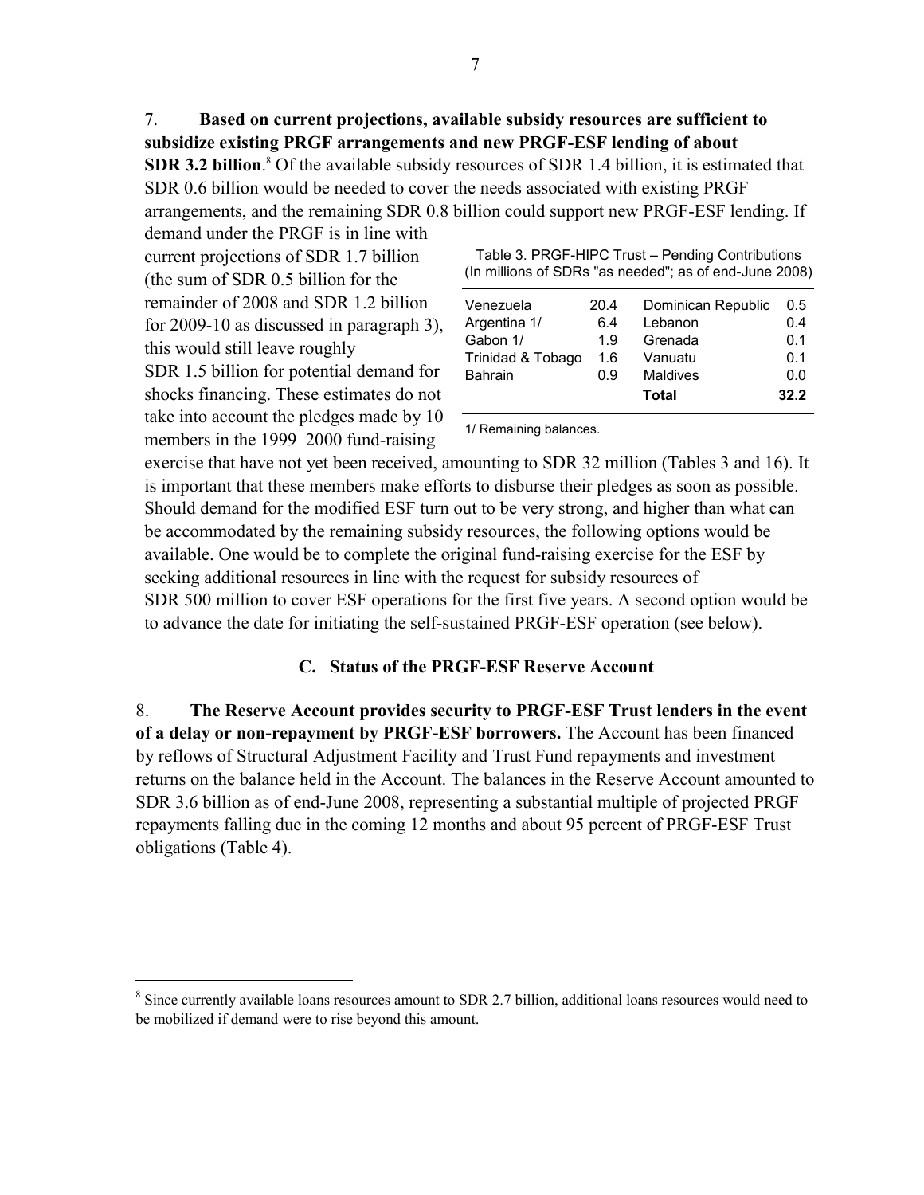7. **Based on current projections, available subsidy resources are sufficient to subsidize existing PRGF arrangements and new PRGF-ESF lending of about SDR 3.2 billion**.[8] Of the available subsidy resources of SDR 1.4 billion, it is estimated that SDR 0.6 billion would be needed to cover the needs associated with existing PRGF arrangements, and the remaining SDR 0.8 billion could support new PRGF-ESF lending. If demand under the PRGF is in line with current projections of SDR 1.7 billion (the sum of SDR 0.5 billion for the remainder of 2008 and SDR 1.2 billion for 2009-10 as discussed in paragraph 3), this would still leave roughly SDR 1.5 billion for potential demand for shocks financing. These estimates do not take into account the pledges made by 10 members in the 1999–2000 fund-raising exercise that have not yet been received, amounting to SDR 32 million (Tables 3 and 16). It is important that these members make efforts to disburse their pledges as soon as possible. Should demand for the modified ESF turn out to be very strong, and higher than what can be accommodated by the remaining subsidy resources, the following options would be available. One would be to complete the original fund-raising exercise for the ESF by seeking additional resources in line with the request for subsidy resources of SDR 500 million to cover ESF operations for the first five years. A second option would be to advance the date for initiating the self-sustained PRGF-ESF operation (see below).

Table 3. PRGF-HIPC Trust – Pending Contributions
(In millions of SDRs "as needed"; as of end-June 2008)

| | | | |
|---|---|---|---|
| Venezuela | 20.4 | Dominican Republic | 0.5 |
| Argentina 1/ | 6.4 | Lebanon | 0.4 |
| Gabon 1/ | 1.9 | Grenada | 0.1 |
| Trinidad & Tobago | 1.6 | Vanuatu | 0.1 |
| Bahrain | 0.9 | Maldives | 0.0 |
| | | **Total** | **32.2** |

1/ Remaining balances.

### C. Status of the PRGF-ESF Reserve Account

8. **The Reserve Account provides security to PRGF-ESF Trust lenders in the event of a delay or non-repayment by PRGF-ESF borrowers.** The Account has been financed by reflows of Structural Adjustment Facility and Trust Fund repayments and investment returns on the balance held in the Account. The balances in the Reserve Account amounted to SDR 3.6 billion as of end-June 2008, representing a substantial multiple of projected PRGF repayments falling due in the coming 12 months and about 95 percent of PRGF-ESF Trust obligations (Table 4).

[8] Since currently available loans resources amount to SDR 2.7 billion, additional loans resources would need to be mobilized if demand were to rise beyond this amount.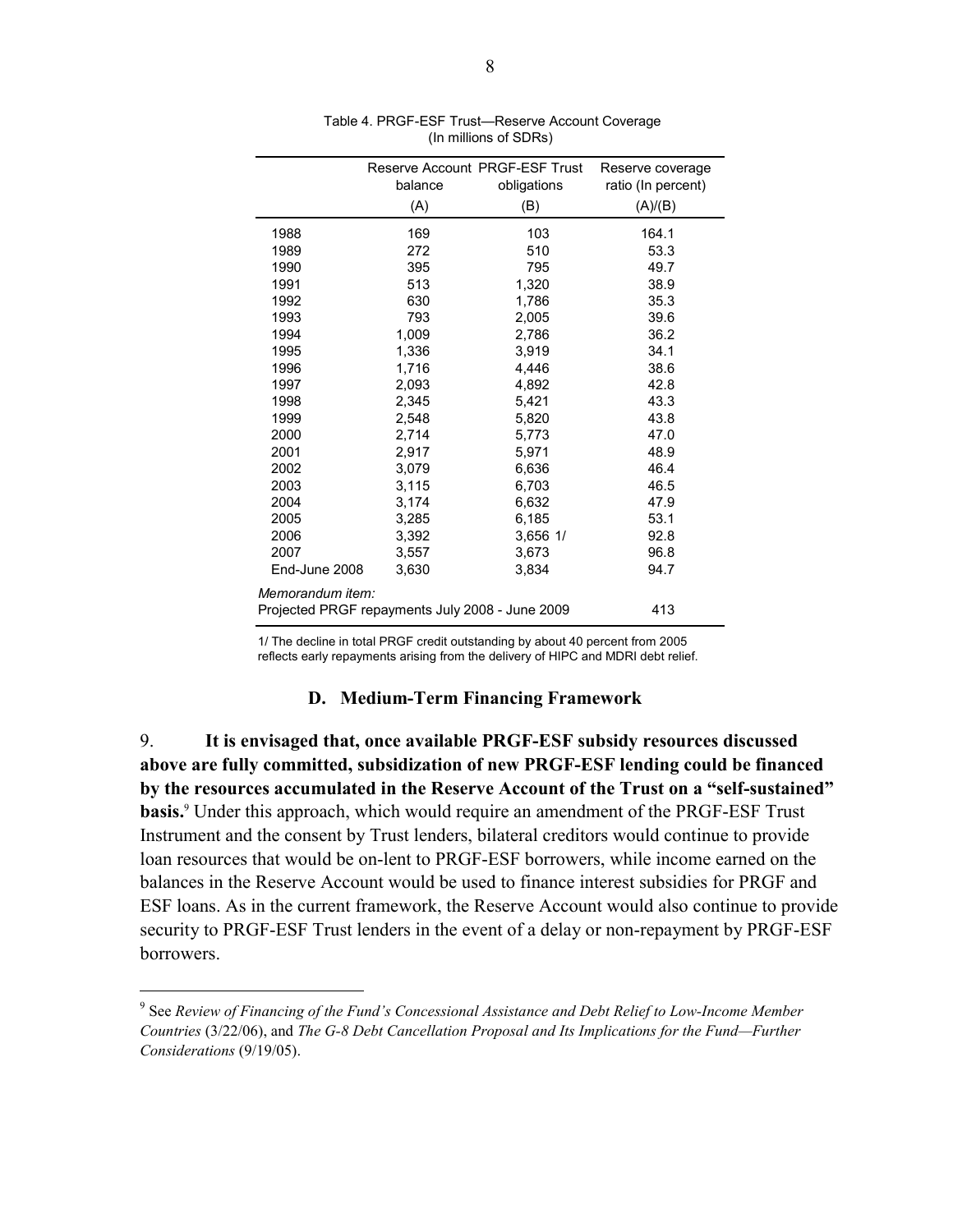Table 4. PRGF-ESF Trust—Reserve Account Coverage
(In millions of SDRs)

| | Reserve Account balance (A) | PRGF-ESF Trust obligations (B) | Reserve coverage ratio (In percent) (A)/(B) |
|---|---|---|---|
| 1988 | 169 | 103 | 164.1 |
| 1989 | 272 | 510 | 53.3 |
| 1990 | 395 | 795 | 49.7 |
| 1991 | 513 | 1,320 | 38.9 |
| 1992 | 630 | 1,786 | 35.3 |
| 1993 | 793 | 2,005 | 39.6 |
| 1994 | 1,009 | 2,786 | 36.2 |
| 1995 | 1,336 | 3,919 | 34.1 |
| 1996 | 1,716 | 4,446 | 38.6 |
| 1997 | 2,093 | 4,892 | 42.8 |
| 1998 | 2,345 | 5,421 | 43.3 |
| 1999 | 2,548 | 5,820 | 43.8 |
| 2000 | 2,714 | 5,773 | 47.0 |
| 2001 | 2,917 | 5,971 | 48.9 |
| 2002 | 3,079 | 6,636 | 46.4 |
| 2003 | 3,115 | 6,703 | 46.5 |
| 2004 | 3,174 | 6,632 | 47.9 |
| 2005 | 3,285 | 6,185 | 53.1 |
| 2006 | 3,392 | 3,656 1/ | 92.8 |
| 2007 | 3,557 | 3,673 | 96.8 |
| End-June 2008 | 3,630 | 3,834 | 94.7 |
| *Memorandum item:* | | | |
| Projected PRGF repayments July 2008 - June 2009 | | | 413 |

1/ The decline in total PRGF credit outstanding by about 40 percent from 2005 reflects early repayments arising from the delivery of HIPC and MDRI debt relief.

## D. Medium-Term Financing Framework

9. **It is envisaged that, once available PRGF-ESF subsidy resources discussed above are fully committed, subsidization of new PRGF-ESF lending could be financed by the resources accumulated in the Reserve Account of the Trust on a "self-sustained" basis.**[9] Under this approach, which would require an amendment of the PRGF-ESF Trust Instrument and the consent by Trust lenders, bilateral creditors would continue to provide loan resources that would be on-lent to PRGF-ESF borrowers, while income earned on the balances in the Reserve Account would be used to finance interest subsidies for PRGF and ESF loans. As in the current framework, the Reserve Account would also continue to provide security to PRGF-ESF Trust lenders in the event of a delay or non-repayment by PRGF-ESF borrowers.

[9] See *Review of Financing of the Fund's Concessional Assistance and Debt Relief to Low-Income Member Countries* (3/22/06), and *The G-8 Debt Cancellation Proposal and Its Implications for the Fund—Further Considerations* (9/19/05).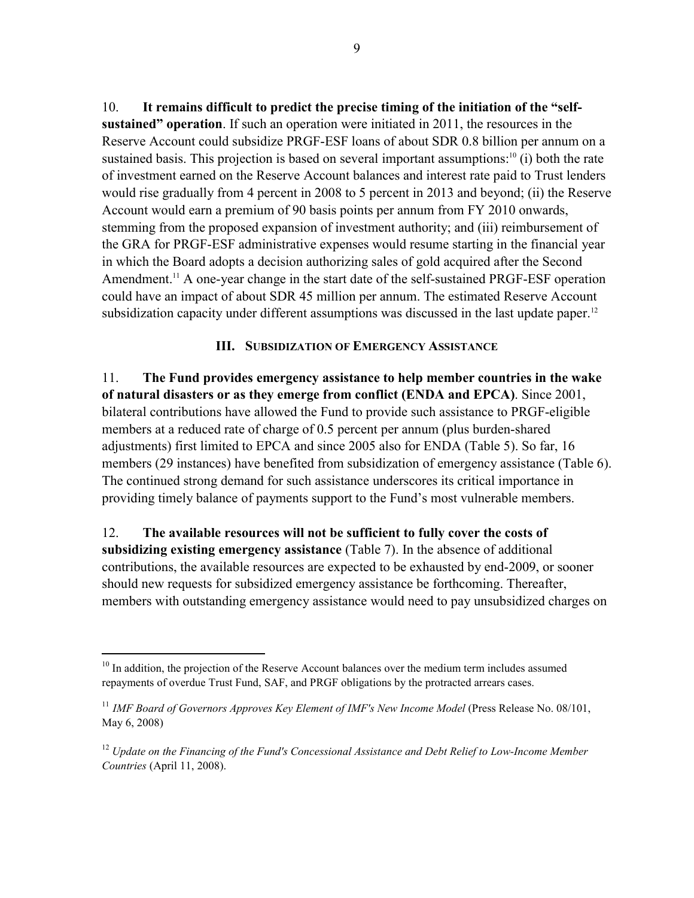10. **It remains difficult to predict the precise timing of the initiation of the "self-sustained" operation**. If such an operation were initiated in 2011, the resources in the Reserve Account could subsidize PRGF-ESF loans of about SDR 0.8 billion per annum on a sustained basis. This projection is based on several important assumptions:[10] (i) both the rate of investment earned on the Reserve Account balances and interest rate paid to Trust lenders would rise gradually from 4 percent in 2008 to 5 percent in 2013 and beyond; (ii) the Reserve Account would earn a premium of 90 basis points per annum from FY 2010 onwards, stemming from the proposed expansion of investment authority; and (iii) reimbursement of the GRA for PRGF-ESF administrative expenses would resume starting in the financial year in which the Board adopts a decision authorizing sales of gold acquired after the Second Amendment.[11] A one-year change in the start date of the self-sustained PRGF-ESF operation could have an impact of about SDR 45 million per annum. The estimated Reserve Account subsidization capacity under different assumptions was discussed in the last update paper.[12]

## III. Subsidization of Emergency Assistance

11. **The Fund provides emergency assistance to help member countries in the wake of natural disasters or as they emerge from conflict (ENDA and EPCA)**. Since 2001, bilateral contributions have allowed the Fund to provide such assistance to PRGF-eligible members at a reduced rate of charge of 0.5 percent per annum (plus burden-shared adjustments) first limited to EPCA and since 2005 also for ENDA (Table 5). So far, 16 members (29 instances) have benefited from subsidization of emergency assistance (Table 6). The continued strong demand for such assistance underscores its critical importance in providing timely balance of payments support to the Fund's most vulnerable members.

12. **The available resources will not be sufficient to fully cover the costs of subsidizing existing emergency assistance** (Table 7). In the absence of additional contributions, the available resources are expected to be exhausted by end-2009, or sooner should new requests for subsidized emergency assistance be forthcoming. Thereafter, members with outstanding emergency assistance would need to pay unsubsidized charges on

---

[10] In addition, the projection of the Reserve Account balances over the medium term includes assumed repayments of overdue Trust Fund, SAF, and PRGF obligations by the protracted arrears cases.

[11] *IMF Board of Governors Approves Key Element of IMF's New Income Model* (Press Release No. 08/101, May 6, 2008)

[12] *Update on the Financing of the Fund's Concessional Assistance and Debt Relief to Low-Income Member Countries* (April 11, 2008).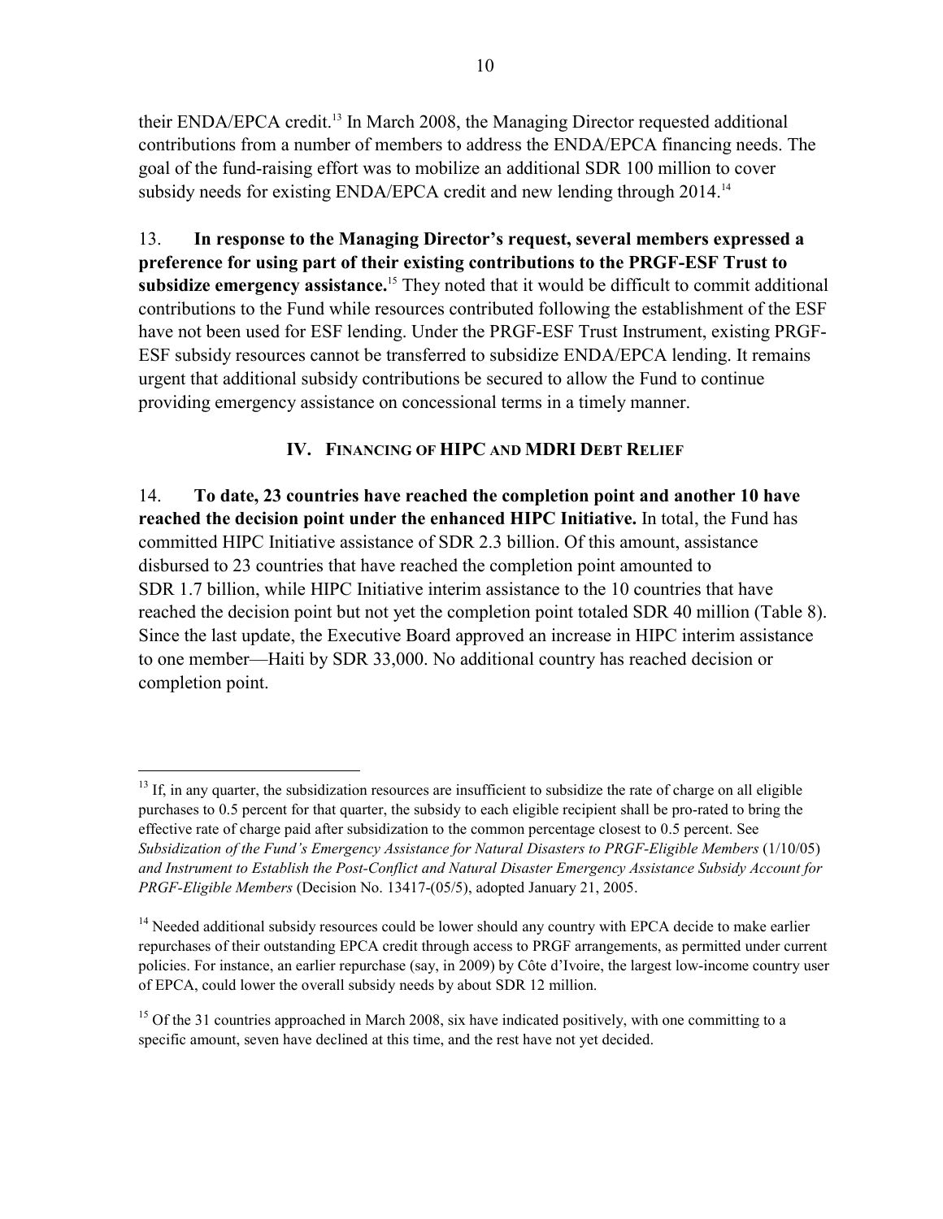their ENDA/EPCA credit.[13] In March 2008, the Managing Director requested additional contributions from a number of members to address the ENDA/EPCA financing needs. The goal of the fund-raising effort was to mobilize an additional SDR 100 million to cover subsidy needs for existing ENDA/EPCA credit and new lending through 2014.[14]

13. **In response to the Managing Director's request, several members expressed a preference for using part of their existing contributions to the PRGF-ESF Trust to subsidize emergency assistance.**[15] They noted that it would be difficult to commit additional contributions to the Fund while resources contributed following the establishment of the ESF have not been used for ESF lending. Under the PRGF-ESF Trust Instrument, existing PRGF-ESF subsidy resources cannot be transferred to subsidize ENDA/EPCA lending. It remains urgent that additional subsidy contributions be secured to allow the Fund to continue providing emergency assistance on concessional terms in a timely manner.

## IV. Financing of HIPC and MDRI Debt Relief

14. **To date, 23 countries have reached the completion point and another 10 have reached the decision point under the enhanced HIPC Initiative.** In total, the Fund has committed HIPC Initiative assistance of SDR 2.3 billion. Of this amount, assistance disbursed to 23 countries that have reached the completion point amounted to SDR 1.7 billion, while HIPC Initiative interim assistance to the 10 countries that have reached the decision point but not yet the completion point totaled SDR 40 million (Table 8). Since the last update, the Executive Board approved an increase in HIPC interim assistance to one member—Haiti by SDR 33,000. No additional country has reached decision or completion point.

---

[13] If, in any quarter, the subsidization resources are insufficient to subsidize the rate of charge on all eligible purchases to 0.5 percent for that quarter, the subsidy to each eligible recipient shall be pro-rated to bring the effective rate of charge paid after subsidization to the common percentage closest to 0.5 percent. See *Subsidization of the Fund's Emergency Assistance for Natural Disasters to PRGF-Eligible Members* (1/10/05) *and Instrument to Establish the Post-Conflict and Natural Disaster Emergency Assistance Subsidy Account for PRGF-Eligible Members* (Decision No. 13417-(05/5), adopted January 21, 2005.

[14] Needed additional subsidy resources could be lower should any country with EPCA decide to make earlier repurchases of their outstanding EPCA credit through access to PRGF arrangements, as permitted under current policies. For instance, an earlier repurchase (say, in 2009) by Côte d'Ivoire, the largest low-income country user of EPCA, could lower the overall subsidy needs by about SDR 12 million.

[15] Of the 31 countries approached in March 2008, six have indicated positively, with one committing to a specific amount, seven have declined at this time, and the rest have not yet decided.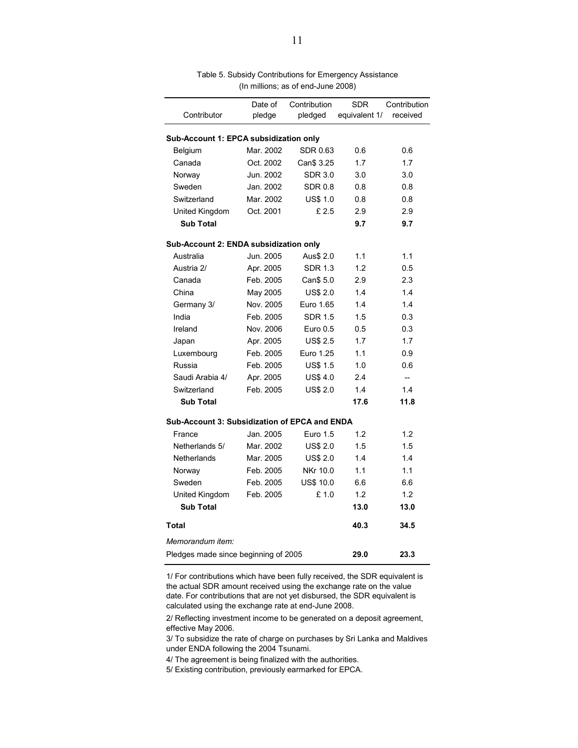Table 5. Subsidy Contributions for Emergency Assistance
(In millions; as of end-June 2008)

| Contributor | Date of pledge | Contribution pledged | SDR equivalent 1/ | Contribution received |
|---|---|---|---|---|
| **Sub-Account 1: EPCA subsidization only** | | | | |
| Belgium | Mar. 2002 | SDR 0.63 | 0.6 | 0.6 |
| Canada | Oct. 2002 | Can$ 3.25 | 1.7 | 1.7 |
| Norway | Jun. 2002 | SDR 3.0 | 3.0 | 3.0 |
| Sweden | Jan. 2002 | SDR 0.8 | 0.8 | 0.8 |
| Switzerland | Mar. 2002 | US$ 1.0 | 0.8 | 0.8 |
| United Kingdom | Oct. 2001 | £ 2.5 | 2.9 | 2.9 |
| **Sub Total** | | | **9.7** | **9.7** |
| **Sub-Account 2: ENDA subsidization only** | | | | |
| Australia | Jun. 2005 | Aus$ 2.0 | 1.1 | 1.1 |
| Austria 2/ | Apr. 2005 | SDR 1.3 | 1.2 | 0.5 |
| Canada | Feb. 2005 | Can$ 5.0 | 2.9 | 2.3 |
| China | May 2005 | US$ 2.0 | 1.4 | 1.4 |
| Germany 3/ | Nov. 2005 | Euro 1.65 | 1.4 | 1.4 |
| India | Feb. 2005 | SDR 1.5 | 1.5 | 0.3 |
| Ireland | Nov. 2006 | Euro 0.5 | 0.5 | 0.3 |
| Japan | Apr. 2005 | US$ 2.5 | 1.7 | 1.7 |
| Luxembourg | Feb. 2005 | Euro 1.25 | 1.1 | 0.9 |
| Russia | Feb. 2005 | US$ 1.5 | 1.0 | 0.6 |
| Saudi Arabia 4/ | Apr. 2005 | US$ 4.0 | 2.4 | -- |
| Switzerland | Feb. 2005 | US$ 2.0 | 1.4 | 1.4 |
| **Sub Total** | | | **17.6** | **11.8** |
| **Sub-Account 3: Subsidization of EPCA and ENDA** | | | | |
| France | Jan. 2005 | Euro 1.5 | 1.2 | 1.2 |
| Netherlands 5/ | Mar. 2002 | US$ 2.0 | 1.5 | 1.5 |
| Netherlands | Mar. 2005 | US$ 2.0 | 1.4 | 1.4 |
| Norway | Feb. 2005 | NKr 10.0 | 1.1 | 1.1 |
| Sweden | Feb. 2005 | US$ 10.0 | 6.6 | 6.6 |
| United Kingdom | Feb. 2005 | £ 1.0 | 1.2 | 1.2 |
| **Sub Total** | | | **13.0** | **13.0** |
| **Total** | | | **40.3** | **34.5** |
| *Memorandum item:* | | | | |
| Pledges made since beginning of 2005 | | | **29.0** | **23.3** |

1/ For contributions which have been fully received, the SDR equivalent is the actual SDR amount received using the exchange rate on the value date. For contributions that are not yet disbursed, the SDR equivalent is calculated using the exchange rate at end-June 2008.

2/ Reflecting investment income to be generated on a deposit agreement, effective May 2006.

3/ To subsidize the rate of charge on purchases by Sri Lanka and Maldives under ENDA following the 2004 Tsunami.

4/ The agreement is being finalized with the authorities.

5/ Existing contribution, previously earmarked for EPCA.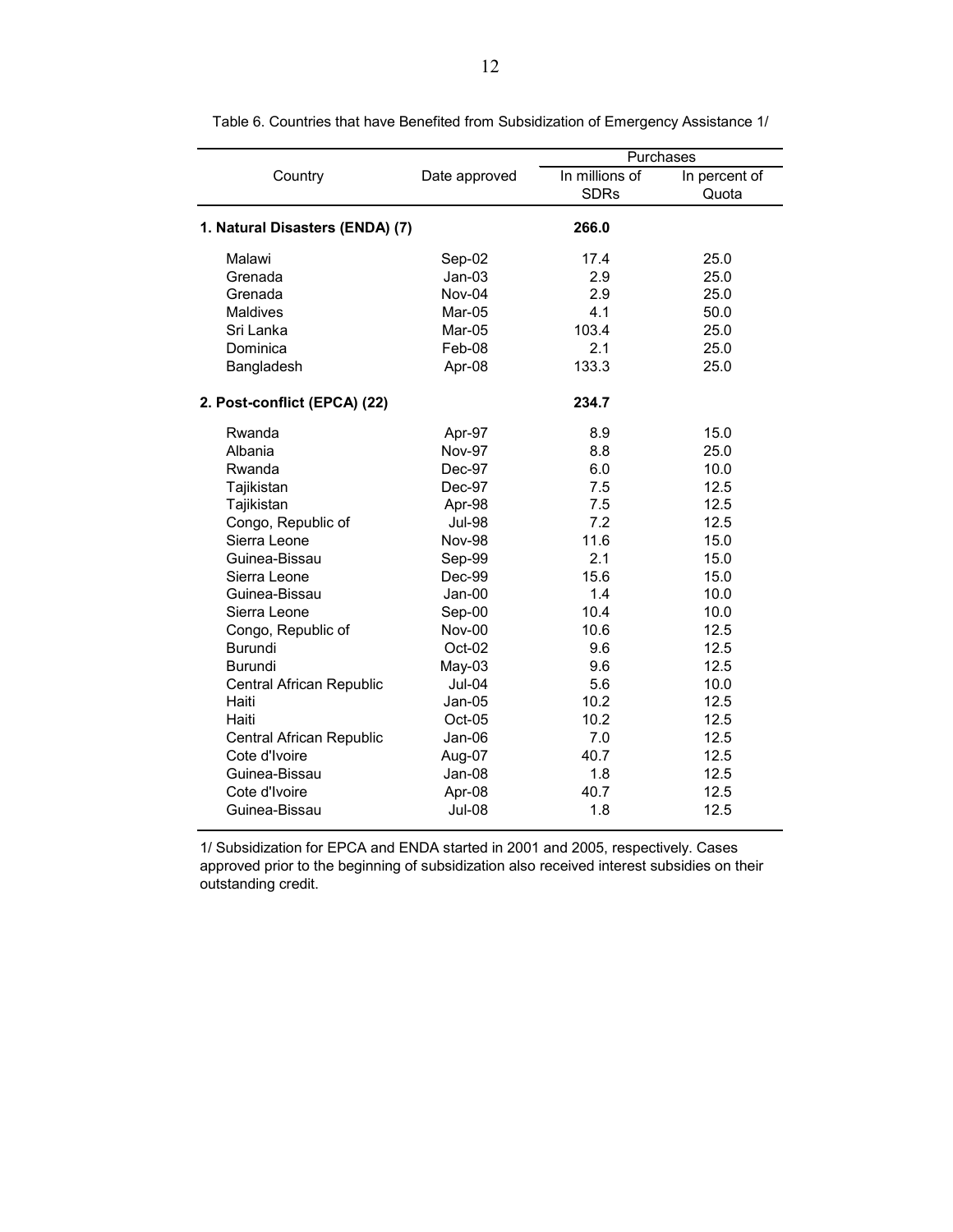Table 6. Countries that have Benefited from Subsidization of Emergency Assistance 1/

| Country | Date approved | Purchases | |
|---|---|---|---|
| | | In millions of SDRs | In percent of Quota |
| **1. Natural Disasters (ENDA) (7)** | | **266.0** | |
| Malawi | Sep-02 | 17.4 | 25.0 |
| Grenada | Jan-03 | 2.9 | 25.0 |
| Grenada | Nov-04 | 2.9 | 25.0 |
| Maldives | Mar-05 | 4.1 | 50.0 |
| Sri Lanka | Mar-05 | 103.4 | 25.0 |
| Dominica | Feb-08 | 2.1 | 25.0 |
| Bangladesh | Apr-08 | 133.3 | 25.0 |
| **2. Post-conflict (EPCA) (22)** | | **234.7** | |
| Rwanda | Apr-97 | 8.9 | 15.0 |
| Albania | Nov-97 | 8.8 | 25.0 |
| Rwanda | Dec-97 | 6.0 | 10.0 |
| Tajikistan | Dec-97 | 7.5 | 12.5 |
| Tajikistan | Apr-98 | 7.5 | 12.5 |
| Congo, Republic of | Jul-98 | 7.2 | 12.5 |
| Sierra Leone | Nov-98 | 11.6 | 15.0 |
| Guinea-Bissau | Sep-99 | 2.1 | 15.0 |
| Sierra Leone | Dec-99 | 15.6 | 15.0 |
| Guinea-Bissau | Jan-00 | 1.4 | 10.0 |
| Sierra Leone | Sep-00 | 10.4 | 10.0 |
| Congo, Republic of | Nov-00 | 10.6 | 12.5 |
| Burundi | Oct-02 | 9.6 | 12.5 |
| Burundi | May-03 | 9.6 | 12.5 |
| Central African Republic | Jul-04 | 5.6 | 10.0 |
| Haiti | Jan-05 | 10.2 | 12.5 |
| Haiti | Oct-05 | 10.2 | 12.5 |
| Central African Republic | Jan-06 | 7.0 | 12.5 |
| Cote d'Ivoire | Aug-07 | 40.7 | 12.5 |
| Guinea-Bissau | Jan-08 | 1.8 | 12.5 |
| Cote d'Ivoire | Apr-08 | 40.7 | 12.5 |
| Guinea-Bissau | Jul-08 | 1.8 | 12.5 |

1/ Subsidization for EPCA and ENDA started in 2001 and 2005, respectively. Cases approved prior to the beginning of subsidization also received interest subsidies on their outstanding credit.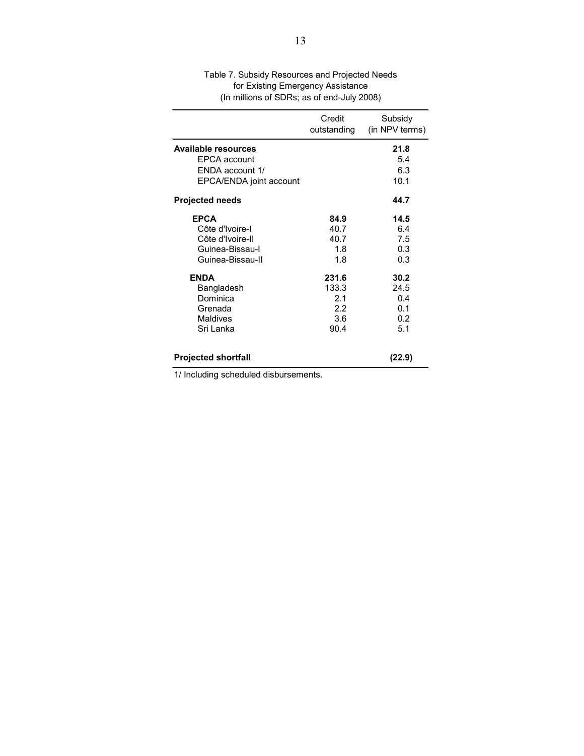Table 7. Subsidy Resources and Projected Needs
for Existing Emergency Assistance
(In millions of SDRs; as of end-July 2008)

| | Credit outstanding | Subsidy (in NPV terms) |
|---|---|---|
| **Available resources** | | **21.8** |
| EPCA account | | 5.4 |
| ENDA account 1/ | | 6.3 |
| EPCA/ENDA joint account | | 10.1 |
| **Projected needs** | | **44.7** |
| **EPCA** | **84.9** | **14.5** |
| Côte d'Ivoire-I | 40.7 | 6.4 |
| Côte d'Ivoire-II | 40.7 | 7.5 |
| Guinea-Bissau-I | 1.8 | 0.3 |
| Guinea-Bissau-II | 1.8 | 0.3 |
| **ENDA** | **231.6** | **30.2** |
| Bangladesh | 133.3 | 24.5 |
| Dominica | 2.1 | 0.4 |
| Grenada | 2.2 | 0.1 |
| Maldives | 3.6 | 0.2 |
| Sri Lanka | 90.4 | 5.1 |
| **Projected shortfall** | | **(22.9)** |

1/ Including scheduled disbursements.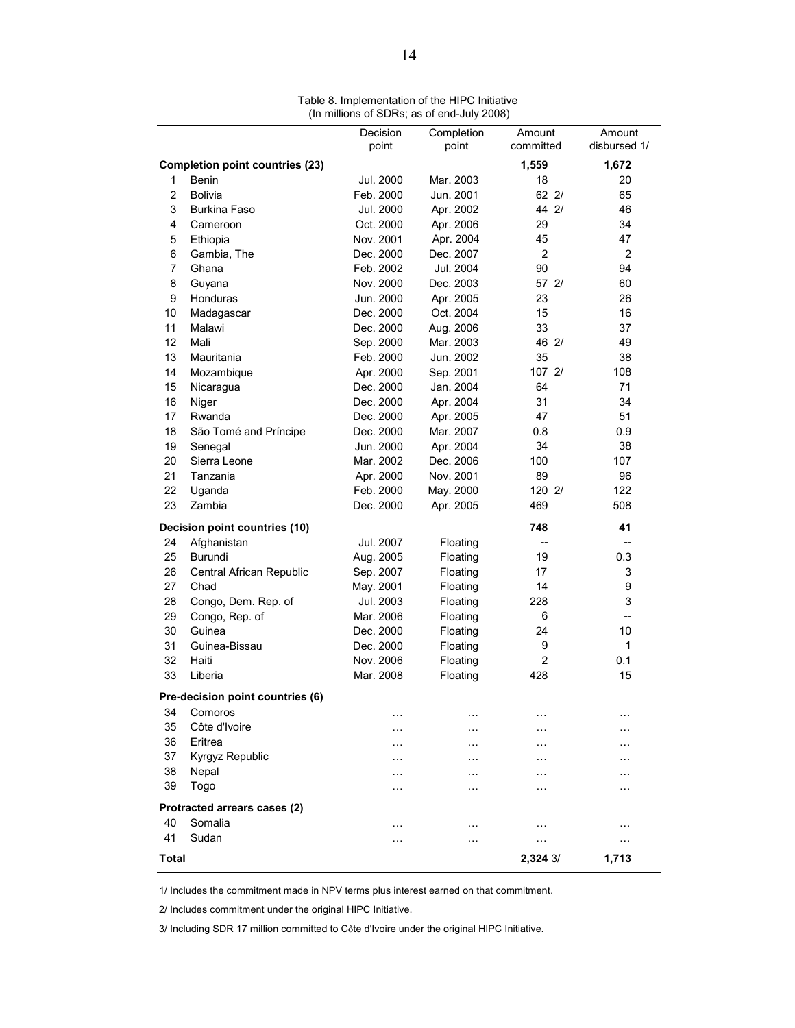Table 8. Implementation of the HIPC Initiative
(In millions of SDRs; as of end-July 2008)

| | | Decision point | Completion point | Amount committed | Amount disbursed 1/ |
|---|---|---|---|---|---|
| **Completion point countries (23)** | | | | **1,559** | **1,672** |
| 1 | Benin | Jul. 2000 | Mar. 2003 | 18 | 20 |
| 2 | Bolivia | Feb. 2000 | Jun. 2001 | 62 2/ | 65 |
| 3 | Burkina Faso | Jul. 2000 | Apr. 2002 | 44 2/ | 46 |
| 4 | Cameroon | Oct. 2000 | Apr. 2006 | 29 | 34 |
| 5 | Ethiopia | Nov. 2001 | Apr. 2004 | 45 | 47 |
| 6 | Gambia, The | Dec. 2000 | Dec. 2007 | 2 | 2 |
| 7 | Ghana | Feb. 2002 | Jul. 2004 | 90 | 94 |
| 8 | Guyana | Nov. 2000 | Dec. 2003 | 57 2/ | 60 |
| 9 | Honduras | Jun. 2000 | Apr. 2005 | 23 | 26 |
| 10 | Madagascar | Dec. 2000 | Oct. 2004 | 15 | 16 |
| 11 | Malawi | Dec. 2000 | Aug. 2006 | 33 | 37 |
| 12 | Mali | Sep. 2000 | Mar. 2003 | 46 2/ | 49 |
| 13 | Mauritania | Feb. 2000 | Jun. 2002 | 35 | 38 |
| 14 | Mozambique | Apr. 2000 | Sep. 2001 | 107 2/ | 108 |
| 15 | Nicaragua | Dec. 2000 | Jan. 2004 | 64 | 71 |
| 16 | Niger | Dec. 2000 | Apr. 2004 | 31 | 34 |
| 17 | Rwanda | Dec. 2000 | Apr. 2005 | 47 | 51 |
| 18 | São Tomé and Príncipe | Dec. 2000 | Mar. 2007 | 0.8 | 0.9 |
| 19 | Senegal | Jun. 2000 | Apr. 2004 | 34 | 38 |
| 20 | Sierra Leone | Mar. 2002 | Dec. 2006 | 100 | 107 |
| 21 | Tanzania | Apr. 2000 | Nov. 2001 | 89 | 96 |
| 22 | Uganda | Feb. 2000 | May. 2000 | 120 2/ | 122 |
| 23 | Zambia | Dec. 2000 | Apr. 2005 | 469 | 508 |
| **Decision point countries (10)** | | | | **748** | **41** |
| 24 | Afghanistan | Jul. 2007 | Floating | -- | -- |
| 25 | Burundi | Aug. 2005 | Floating | 19 | 0.3 |
| 26 | Central African Republic | Sep. 2007 | Floating | 17 | 3 |
| 27 | Chad | May. 2001 | Floating | 14 | 9 |
| 28 | Congo, Dem. Rep. of | Jul. 2003 | Floating | 228 | 3 |
| 29 | Congo, Rep. of | Mar. 2006 | Floating | 6 | -- |
| 30 | Guinea | Dec. 2000 | Floating | 24 | 10 |
| 31 | Guinea-Bissau | Dec. 2000 | Floating | 9 | 1 |
| 32 | Haiti | Nov. 2006 | Floating | 2 | 0.1 |
| 33 | Liberia | Mar. 2008 | Floating | 428 | 15 |
| **Pre-decision point countries (6)** | | | | | |
| 34 | Comoros | … | … | … | … |
| 35 | Côte d'Ivoire | … | … | … | … |
| 36 | Eritrea | … | … | … | … |
| 37 | Kyrgyz Republic | … | … | … | … |
| 38 | Nepal | … | … | … | … |
| 39 | Togo | … | … | … | … |
| **Protracted arrears cases (2)** | | | | | |
| 40 | Somalia | … | … | … | … |
| 41 | Sudan | … | … | … | … |
| **Total** | | | | **2,324** 3/ | **1,713** |

1/ Includes the commitment made in NPV terms plus interest earned on that commitment.

2/ Includes commitment under the original HIPC Initiative.

3/ Including SDR 17 million committed to Côte d'Ivoire under the original HIPC Initiative.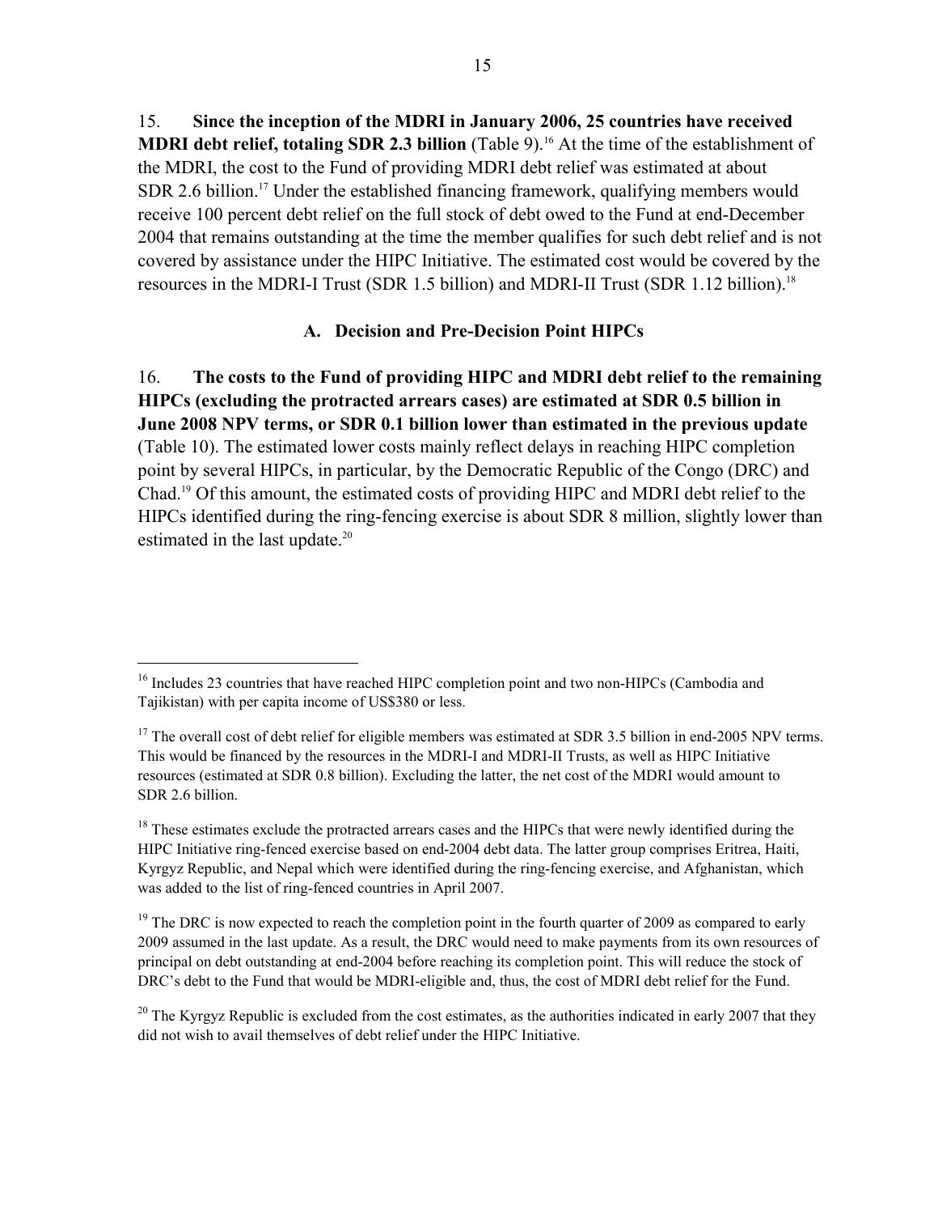15. **Since the inception of the MDRI in January 2006, 25 countries have received MDRI debt relief, totaling SDR 2.3 billion** (Table 9).[16] At the time of the establishment of the MDRI, the cost to the Fund of providing MDRI debt relief was estimated at about SDR 2.6 billion.[17] Under the established financing framework, qualifying members would receive 100 percent debt relief on the full stock of debt owed to the Fund at end-December 2004 that remains outstanding at the time the member qualifies for such debt relief and is not covered by assistance under the HIPC Initiative. The estimated cost would be covered by the resources in the MDRI-I Trust (SDR 1.5 billion) and MDRI-II Trust (SDR 1.12 billion).[18]

### A. Decision and Pre-Decision Point HIPCs

16. **The costs to the Fund of providing HIPC and MDRI debt relief to the remaining HIPCs (excluding the protracted arrears cases) are estimated at SDR 0.5 billion in June 2008 NPV terms, or SDR 0.1 billion lower than estimated in the previous update** (Table 10). The estimated lower costs mainly reflect delays in reaching HIPC completion point by several HIPCs, in particular, by the Democratic Republic of the Congo (DRC) and Chad.[19] Of this amount, the estimated costs of providing HIPC and MDRI debt relief to the HIPCs identified during the ring-fencing exercise is about SDR 8 million, slightly lower than estimated in the last update.[20]

---

[16] Includes 23 countries that have reached HIPC completion point and two non-HIPCs (Cambodia and Tajikistan) with per capita income of US$380 or less.

[17] The overall cost of debt relief for eligible members was estimated at SDR 3.5 billion in end-2005 NPV terms. This would be financed by the resources in the MDRI-I and MDRI-II Trusts, as well as HIPC Initiative resources (estimated at SDR 0.8 billion). Excluding the latter, the net cost of the MDRI would amount to SDR 2.6 billion.

[18] These estimates exclude the protracted arrears cases and the HIPCs that were newly identified during the HIPC Initiative ring-fenced exercise based on end-2004 debt data. The latter group comprises Eritrea, Haiti, Kyrgyz Republic, and Nepal which were identified during the ring-fencing exercise, and Afghanistan, which was added to the list of ring-fenced countries in April 2007.

[19] The DRC is now expected to reach the completion point in the fourth quarter of 2009 as compared to early 2009 assumed in the last update. As a result, the DRC would need to make payments from its own resources of principal on debt outstanding at end-2004 before reaching its completion point. This will reduce the stock of DRC's debt to the Fund that would be MDRI-eligible and, thus, the cost of MDRI debt relief for the Fund.

[20] The Kyrgyz Republic is excluded from the cost estimates, as the authorities indicated in early 2007 that they did not wish to avail themselves of debt relief under the HIPC Initiative.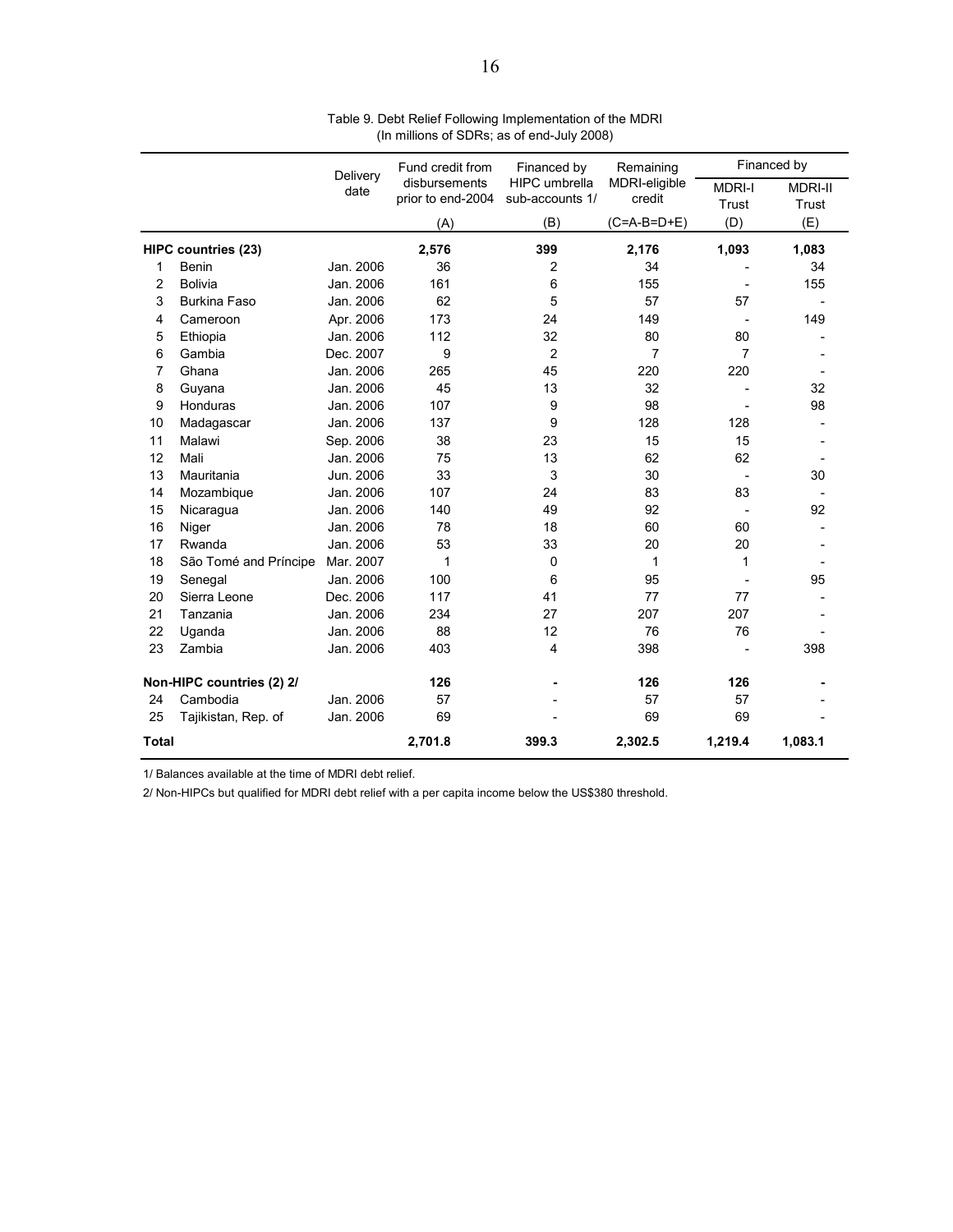Table 9. Debt Relief Following Implementation of the MDRI
(In millions of SDRs; as of end-July 2008)

| | | Delivery date | Fund credit from disbursements prior to end-2004 | Financed by HIPC umbrella sub-accounts 1/ | Remaining MDRI-eligible credit | Financed by | |
|---|---|---|---|---|---|---|---|
| | | | | | | MDRI-I Trust | MDRI-II Trust |
| | | | (A) | (B) | (C=A-B=D+E) | (D) | (E) |
| **HIPC countries (23)** | | | **2,576** | **399** | **2,176** | **1,093** | **1,083** |
| 1 | Benin | Jan. 2006 | 36 | 2 | 34 | - | 34 |
| 2 | Bolivia | Jan. 2006 | 161 | 6 | 155 | - | 155 |
| 3 | Burkina Faso | Jan. 2006 | 62 | 5 | 57 | 57 | - |
| 4 | Cameroon | Apr. 2006 | 173 | 24 | 149 | - | 149 |
| 5 | Ethiopia | Jan. 2006 | 112 | 32 | 80 | 80 | - |
| 6 | Gambia | Dec. 2007 | 9 | 2 | 7 | 7 | - |
| 7 | Ghana | Jan. 2006 | 265 | 45 | 220 | 220 | - |
| 8 | Guyana | Jan. 2006 | 45 | 13 | 32 | - | 32 |
| 9 | Honduras | Jan. 2006 | 107 | 9 | 98 | - | 98 |
| 10 | Madagascar | Jan. 2006 | 137 | 9 | 128 | 128 | - |
| 11 | Malawi | Sep. 2006 | 38 | 23 | 15 | 15 | - |
| 12 | Mali | Jan. 2006 | 75 | 13 | 62 | 62 | - |
| 13 | Mauritania | Jun. 2006 | 33 | 3 | 30 | - | 30 |
| 14 | Mozambique | Jan. 2006 | 107 | 24 | 83 | 83 | - |
| 15 | Nicaragua | Jan. 2006 | 140 | 49 | 92 | - | 92 |
| 16 | Niger | Jan. 2006 | 78 | 18 | 60 | 60 | - |
| 17 | Rwanda | Jan. 2006 | 53 | 33 | 20 | 20 | - |
| 18 | São Tomé and Príncipe | Mar. 2007 | 1 | 0 | 1 | 1 | - |
| 19 | Senegal | Jan. 2006 | 100 | 6 | 95 | - | 95 |
| 20 | Sierra Leone | Dec. 2006 | 117 | 41 | 77 | 77 | - |
| 21 | Tanzania | Jan. 2006 | 234 | 27 | 207 | 207 | - |
| 22 | Uganda | Jan. 2006 | 88 | 12 | 76 | 76 | - |
| 23 | Zambia | Jan. 2006 | 403 | 4 | 398 | - | 398 |
| **Non-HIPC countries (2) 2/** | | | **126** | **-** | **126** | **126** | **-** |
| 24 | Cambodia | Jan. 2006 | 57 | - | 57 | 57 | - |
| 25 | Tajikistan, Rep. of | Jan. 2006 | 69 | - | 69 | 69 | - |
| **Total** | | | **2,701.8** | **399.3** | **2,302.5** | **1,219.4** | **1,083.1** |

1/ Balances available at the time of MDRI debt relief.

2/ Non-HIPCs but qualified for MDRI debt relief with a per capita income below the US$380 threshold.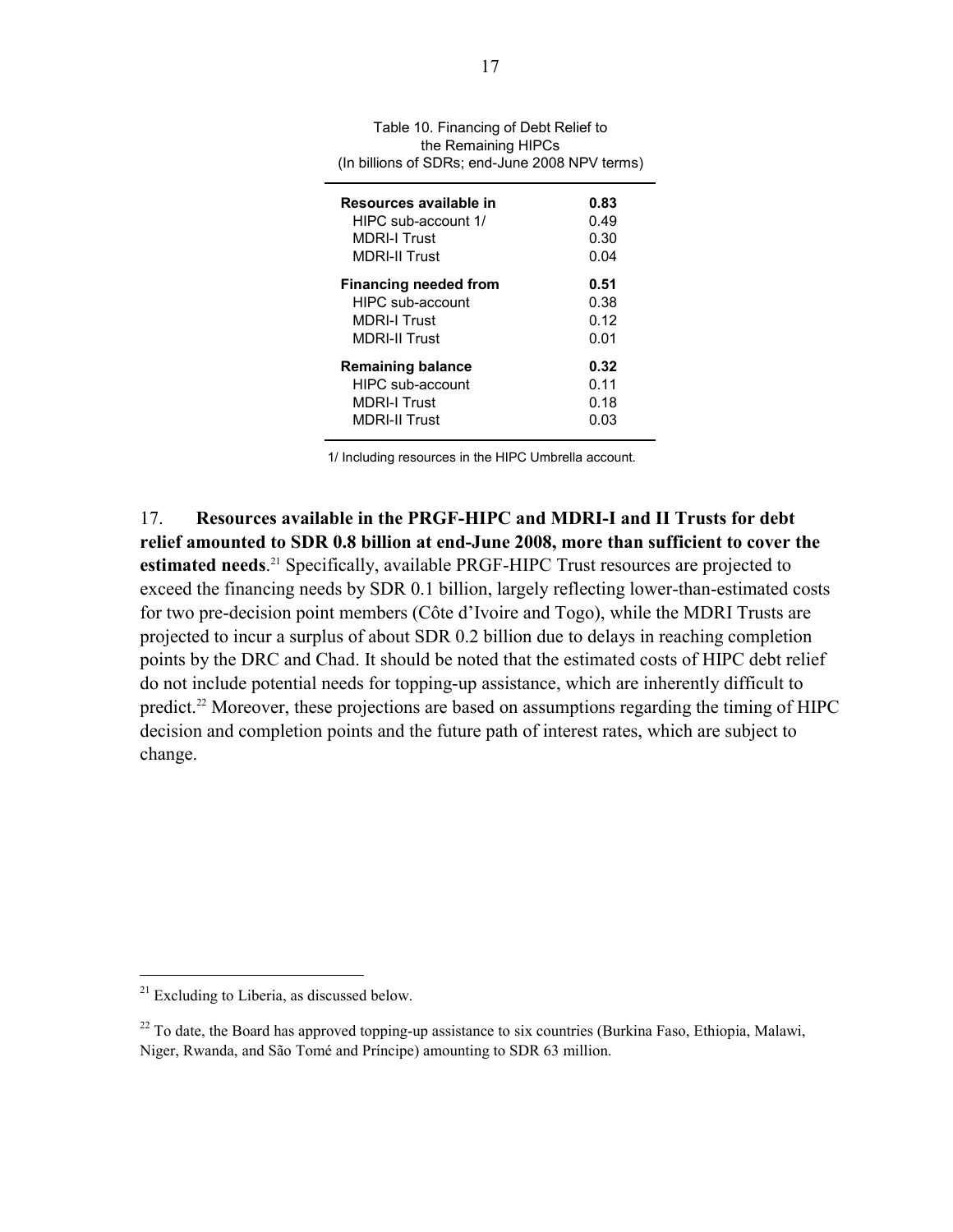Table 10. Financing of Debt Relief to the Remaining HIPCs
(In billions of SDRs; end-June 2008 NPV terms)

| | |
|---|---|
| **Resources available in** | **0.83** |
| HIPC sub-account 1/ | 0.49 |
| MDRI-I Trust | 0.30 |
| MDRI-II Trust | 0.04 |
| **Financing needed from** | **0.51** |
| HIPC sub-account | 0.38 |
| MDRI-I Trust | 0.12 |
| MDRI-II Trust | 0.01 |
| **Remaining balance** | **0.32** |
| HIPC sub-account | 0.11 |
| MDRI-I Trust | 0.18 |
| MDRI-II Trust | 0.03 |

1/ Including resources in the HIPC Umbrella account.

17. **Resources available in the PRGF-HIPC and MDRI-I and II Trusts for debt relief amounted to SDR 0.8 billion at end-June 2008, more than sufficient to cover the estimated needs**.[21] Specifically, available PRGF-HIPC Trust resources are projected to exceed the financing needs by SDR 0.1 billion, largely reflecting lower-than-estimated costs for two pre-decision point members (Côte d'Ivoire and Togo), while the MDRI Trusts are projected to incur a surplus of about SDR 0.2 billion due to delays in reaching completion points by the DRC and Chad. It should be noted that the estimated costs of HIPC debt relief do not include potential needs for topping-up assistance, which are inherently difficult to predict.[22] Moreover, these projections are based on assumptions regarding the timing of HIPC decision and completion points and the future path of interest rates, which are subject to change.

[21] Excluding to Liberia, as discussed below.

[22] To date, the Board has approved topping-up assistance to six countries (Burkina Faso, Ethiopia, Malawi, Niger, Rwanda, and São Tomé and Príncipe) amounting to SDR 63 million.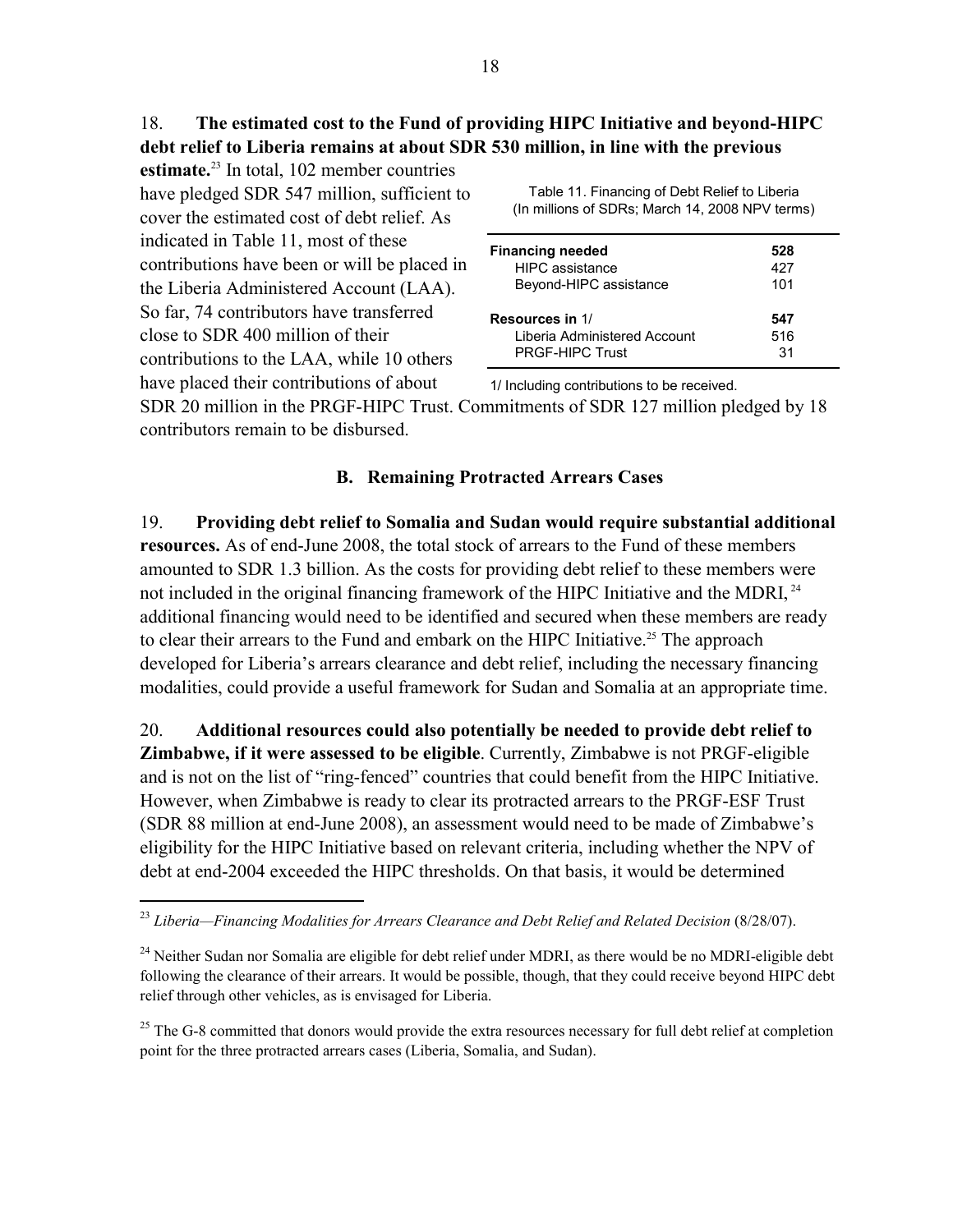18. **The estimated cost to the Fund of providing HIPC Initiative and beyond-HIPC debt relief to Liberia remains at about SDR 530 million, in line with the previous estimate.**[23] In total, 102 member countries have pledged SDR 547 million, sufficient to cover the estimated cost of debt relief. As indicated in Table 11, most of these contributions have been or will be placed in the Liberia Administered Account (LAA). So far, 74 contributors have transferred close to SDR 400 million of their contributions to the LAA, while 10 others have placed their contributions of about SDR 20 million in the PRGF-HIPC Trust. Commitments of SDR 127 million pledged by 18 contributors remain to be disbursed.

Table 11. Financing of Debt Relief to Liberia
(In millions of SDRs; March 14, 2008 NPV terms)

| | |
|---|---|
| **Financing needed** | **528** |
| HIPC assistance | 427 |
| Beyond-HIPC assistance | 101 |
| **Resources in** 1/ | **547** |
| Liberia Administered Account | 516 |
| PRGF-HIPC Trust | 31 |

1/ Including contributions to be received.

### B. Remaining Protracted Arrears Cases

19. **Providing debt relief to Somalia and Sudan would require substantial additional resources.** As of end-June 2008, the total stock of arrears to the Fund of these members amounted to SDR 1.3 billion. As the costs for providing debt relief to these members were not included in the original financing framework of the HIPC Initiative and the MDRI,[24] additional financing would need to be identified and secured when these members are ready to clear their arrears to the Fund and embark on the HIPC Initiative.[25] The approach developed for Liberia's arrears clearance and debt relief, including the necessary financing modalities, could provide a useful framework for Sudan and Somalia at an appropriate time.

20. **Additional resources could also potentially be needed to provide debt relief to Zimbabwe, if it were assessed to be eligible**. Currently, Zimbabwe is not PRGF-eligible and is not on the list of "ring-fenced" countries that could benefit from the HIPC Initiative. However, when Zimbabwe is ready to clear its protracted arrears to the PRGF-ESF Trust (SDR 88 million at end-June 2008), an assessment would need to be made of Zimbabwe's eligibility for the HIPC Initiative based on relevant criteria, including whether the NPV of debt at end-2004 exceeded the HIPC thresholds. On that basis, it would be determined

---

[23] *Liberia—Financing Modalities for Arrears Clearance and Debt Relief and Related Decision* (8/28/07).

[24] Neither Sudan nor Somalia are eligible for debt relief under MDRI, as there would be no MDRI-eligible debt following the clearance of their arrears. It would be possible, though, that they could receive beyond HIPC debt relief through other vehicles, as is envisaged for Liberia.

[25] The G-8 committed that donors would provide the extra resources necessary for full debt relief at completion point for the three protracted arrears cases (Liberia, Somalia, and Sudan).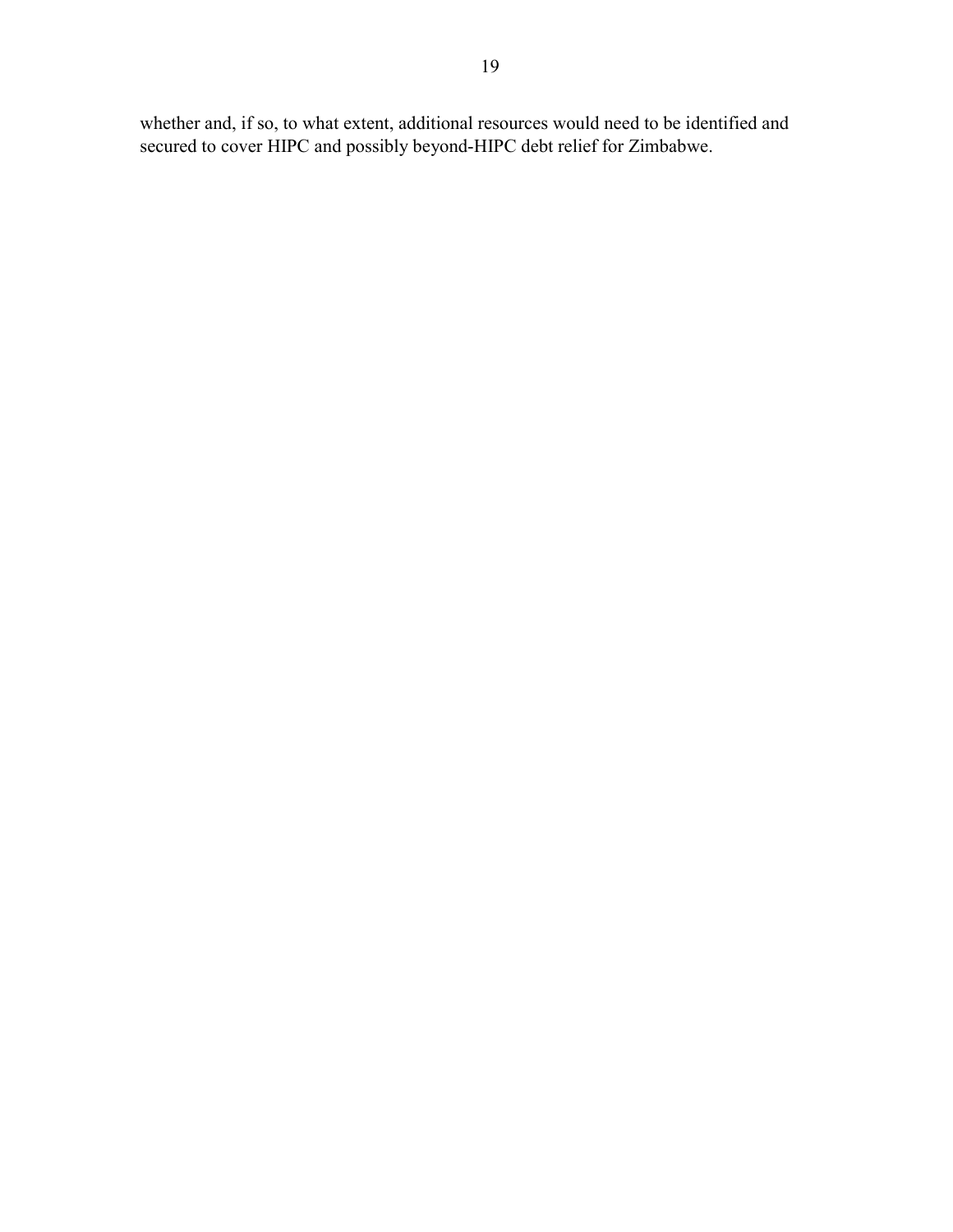whether and, if so, to what extent, additional resources would need to be identified and secured to cover HIPC and possibly beyond-HIPC debt relief for Zimbabwe.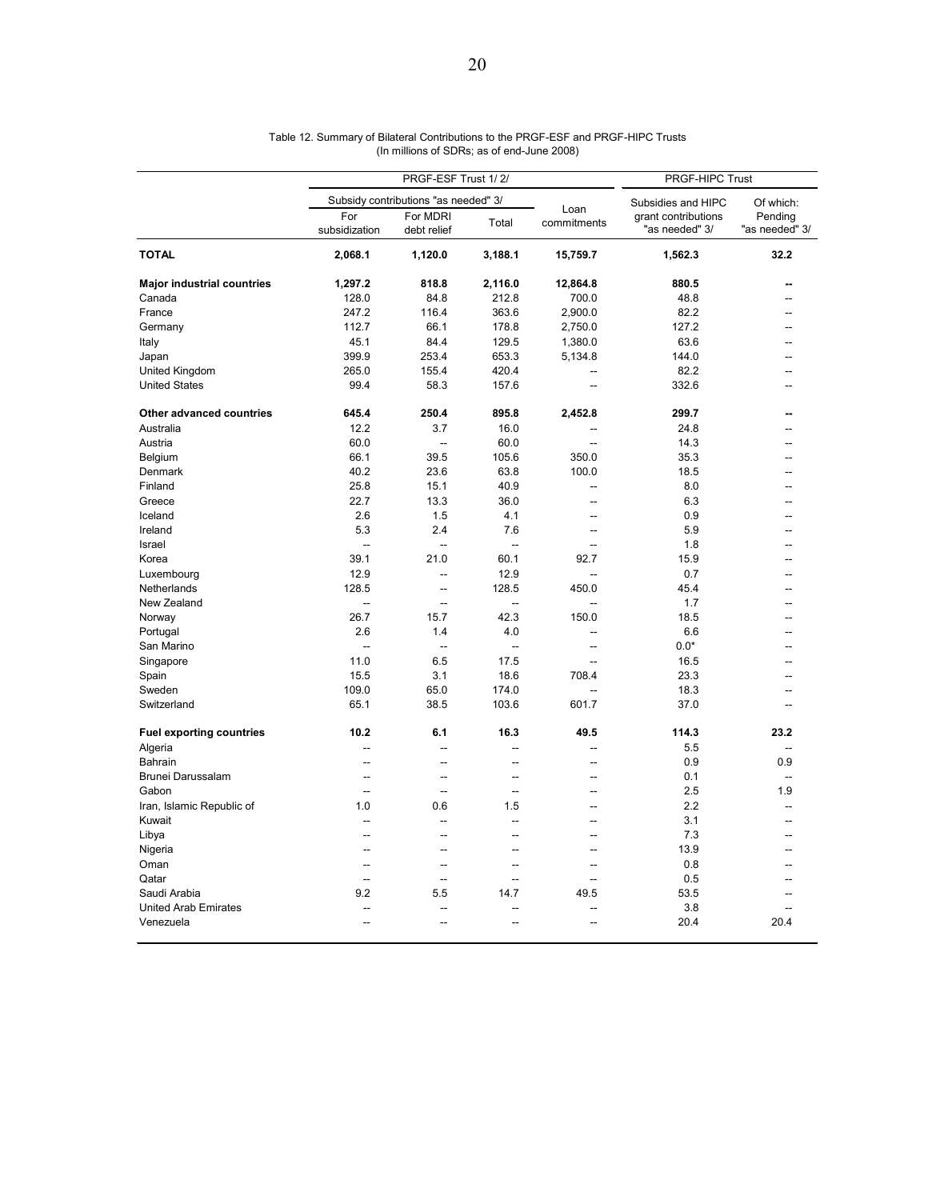Table 12. Summary of Bilateral Contributions to the PRGF-ESF and PRGF-HIPC Trusts
(In millions of SDRs; as of end-June 2008)

| | PRGF-ESF Trust 1/ 2/ | | | | PRGF-HIPC Trust | |
|---|---|---|---|---|---|---|
| | Subsidy contributions "as needed" 3/ | | | Loan commitments | Subsidies and HIPC grant contributions "as needed" 3/ | Of which: Pending "as needed" 3/ |
| | For subsidization | For MDRI debt relief | Total | | | |
| **TOTAL** | **2,068.1** | **1,120.0** | **3,188.1** | **15,759.7** | **1,562.3** | **32.2** |
| **Major industrial countries** | **1,297.2** | **818.8** | **2,116.0** | **12,864.8** | **880.5** | **--** |
| Canada | 128.0 | 84.8 | 212.8 | 700.0 | 48.8 | -- |
| France | 247.2 | 116.4 | 363.6 | 2,900.0 | 82.2 | -- |
| Germany | 112.7 | 66.1 | 178.8 | 2,750.0 | 127.2 | -- |
| Italy | 45.1 | 84.4 | 129.5 | 1,380.0 | 63.6 | -- |
| Japan | 399.9 | 253.4 | 653.3 | 5,134.8 | 144.0 | -- |
| United Kingdom | 265.0 | 155.4 | 420.4 | -- | 82.2 | -- |
| United States | 99.4 | 58.3 | 157.6 | -- | 332.6 | -- |
| **Other advanced countries** | **645.4** | **250.4** | **895.8** | **2,452.8** | **299.7** | **--** |
| Australia | 12.2 | 3.7 | 16.0 | -- | 24.8 | -- |
| Austria | 60.0 | -- | 60.0 | -- | 14.3 | -- |
| Belgium | 66.1 | 39.5 | 105.6 | 350.0 | 35.3 | -- |
| Denmark | 40.2 | 23.6 | 63.8 | 100.0 | 18.5 | -- |
| Finland | 25.8 | 15.1 | 40.9 | -- | 8.0 | -- |
| Greece | 22.7 | 13.3 | 36.0 | -- | 6.3 | -- |
| Iceland | 2.6 | 1.5 | 4.1 | -- | 0.9 | -- |
| Ireland | 5.3 | 2.4 | 7.6 | -- | 5.9 | -- |
| Israel | -- | -- | -- | -- | 1.8 | -- |
| Korea | 39.1 | 21.0 | 60.1 | 92.7 | 15.9 | -- |
| Luxembourg | 12.9 | -- | 12.9 | -- | 0.7 | -- |
| Netherlands | 128.5 | -- | 128.5 | 450.0 | 45.4 | -- |
| New Zealand | -- | -- | -- | -- | 1.7 | -- |
| Norway | 26.7 | 15.7 | 42.3 | 150.0 | 18.5 | -- |
| Portugal | 2.6 | 1.4 | 4.0 | -- | 6.6 | -- |
| San Marino | -- | -- | -- | -- | 0.0* | -- |
| Singapore | 11.0 | 6.5 | 17.5 | -- | 16.5 | -- |
| Spain | 15.5 | 3.1 | 18.6 | 708.4 | 23.3 | -- |
| Sweden | 109.0 | 65.0 | 174.0 | -- | 18.3 | -- |
| Switzerland | 65.1 | 38.5 | 103.6 | 601.7 | 37.0 | -- |
| **Fuel exporting countries** | **10.2** | **6.1** | **16.3** | **49.5** | **114.3** | **23.2** |
| Algeria | -- | -- | -- | -- | 5.5 | -- |
| Bahrain | -- | -- | -- | -- | 0.9 | 0.9 |
| Brunei Darussalam | -- | -- | -- | -- | 0.1 | -- |
| Gabon | -- | -- | -- | -- | 2.5 | 1.9 |
| Iran, Islamic Republic of | 1.0 | 0.6 | 1.5 | -- | 2.2 | -- |
| Kuwait | -- | -- | -- | -- | 3.1 | -- |
| Libya | -- | -- | -- | -- | 7.3 | -- |
| Nigeria | -- | -- | -- | -- | 13.9 | -- |
| Oman | -- | -- | -- | -- | 0.8 | -- |
| Qatar | -- | -- | -- | -- | 0.5 | -- |
| Saudi Arabia | 9.2 | 5.5 | 14.7 | 49.5 | 53.5 | -- |
| United Arab Emirates | -- | -- | -- | -- | 3.8 | -- |
| Venezuela | -- | -- | -- | -- | 20.4 | 20.4 |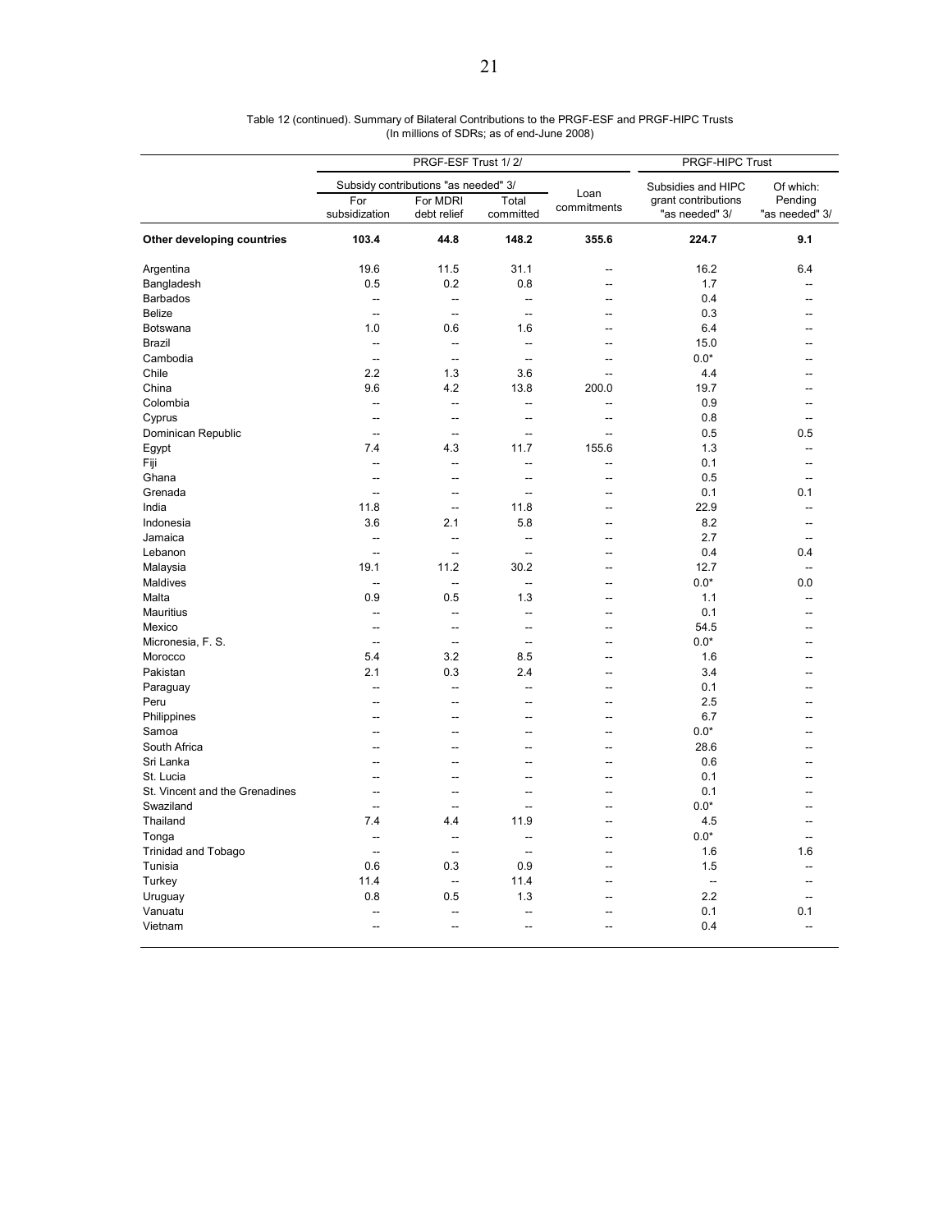Table 12 (continued). Summary of Bilateral Contributions to the PRGF-ESF and PRGF-HIPC Trusts
(In millions of SDRs; as of end-June 2008)

| | PRGF-ESF Trust 1/ 2/ | | | | PRGF-HIPC Trust | |
|---|---|---|---|---|---|---|
| | Subsidy contributions "as needed" 3/ | | | Loan commitments | Subsidies and HIPC grant contributions "as needed" 3/ | Of which: Pending "as needed" 3/ |
| | For subsidization | For MDRI debt relief | Total committed | | | |
| **Other developing countries** | **103.4** | **44.8** | **148.2** | **355.6** | **224.7** | **9.1** |
| Argentina | 19.6 | 11.5 | 31.1 | -- | 16.2 | 6.4 |
| Bangladesh | 0.5 | 0.2 | 0.8 | -- | 1.7 | -- |
| Barbados | -- | -- | -- | -- | 0.4 | -- |
| Belize | -- | -- | -- | -- | 0.3 | -- |
| Botswana | 1.0 | 0.6 | 1.6 | -- | 6.4 | -- |
| Brazil | -- | -- | -- | -- | 15.0 | -- |
| Cambodia | -- | -- | -- | -- | 0.0* | -- |
| Chile | 2.2 | 1.3 | 3.6 | -- | 4.4 | -- |
| China | 9.6 | 4.2 | 13.8 | 200.0 | 19.7 | -- |
| Colombia | -- | -- | -- | -- | 0.9 | -- |
| Cyprus | -- | -- | -- | -- | 0.8 | -- |
| Dominican Republic | -- | -- | -- | -- | 0.5 | 0.5 |
| Egypt | 7.4 | 4.3 | 11.7 | 155.6 | 1.3 | -- |
| Fiji | -- | -- | -- | -- | 0.1 | -- |
| Ghana | -- | -- | -- | -- | 0.5 | -- |
| Grenada | -- | -- | -- | -- | 0.1 | 0.1 |
| India | 11.8 | -- | 11.8 | -- | 22.9 | -- |
| Indonesia | 3.6 | 2.1 | 5.8 | -- | 8.2 | -- |
| Jamaica | -- | -- | -- | -- | 2.7 | -- |
| Lebanon | -- | -- | -- | -- | 0.4 | 0.4 |
| Malaysia | 19.1 | 11.2 | 30.2 | -- | 12.7 | -- |
| Maldives | -- | -- | -- | -- | 0.0* | 0.0 |
| Malta | 0.9 | 0.5 | 1.3 | -- | 1.1 | -- |
| Mauritius | -- | -- | -- | -- | 0.1 | -- |
| Mexico | -- | -- | -- | -- | 54.5 | -- |
| Micronesia, F. S. | -- | -- | -- | -- | 0.0* | -- |
| Morocco | 5.4 | 3.2 | 8.5 | -- | 1.6 | -- |
| Pakistan | 2.1 | 0.3 | 2.4 | -- | 3.4 | -- |
| Paraguay | -- | -- | -- | -- | 0.1 | -- |
| Peru | -- | -- | -- | -- | 2.5 | -- |
| Philippines | -- | -- | -- | -- | 6.7 | -- |
| Samoa | -- | -- | -- | -- | 0.0* | -- |
| South Africa | -- | -- | -- | -- | 28.6 | -- |
| Sri Lanka | -- | -- | -- | -- | 0.6 | -- |
| St. Lucia | -- | -- | -- | -- | 0.1 | -- |
| St. Vincent and the Grenadines | -- | -- | -- | -- | 0.1 | -- |
| Swaziland | -- | -- | -- | -- | 0.0* | -- |
| Thailand | 7.4 | 4.4 | 11.9 | -- | 4.5 | -- |
| Tonga | -- | -- | -- | -- | 0.0* | -- |
| Trinidad and Tobago | -- | -- | -- | -- | 1.6 | 1.6 |
| Tunisia | 0.6 | 0.3 | 0.9 | -- | 1.5 | -- |
| Turkey | 11.4 | -- | 11.4 | -- | -- | -- |
| Uruguay | 0.8 | 0.5 | 1.3 | -- | 2.2 | -- |
| Vanuatu | -- | -- | -- | -- | 0.1 | 0.1 |
| Vietnam | -- | -- | -- | -- | 0.4 | -- |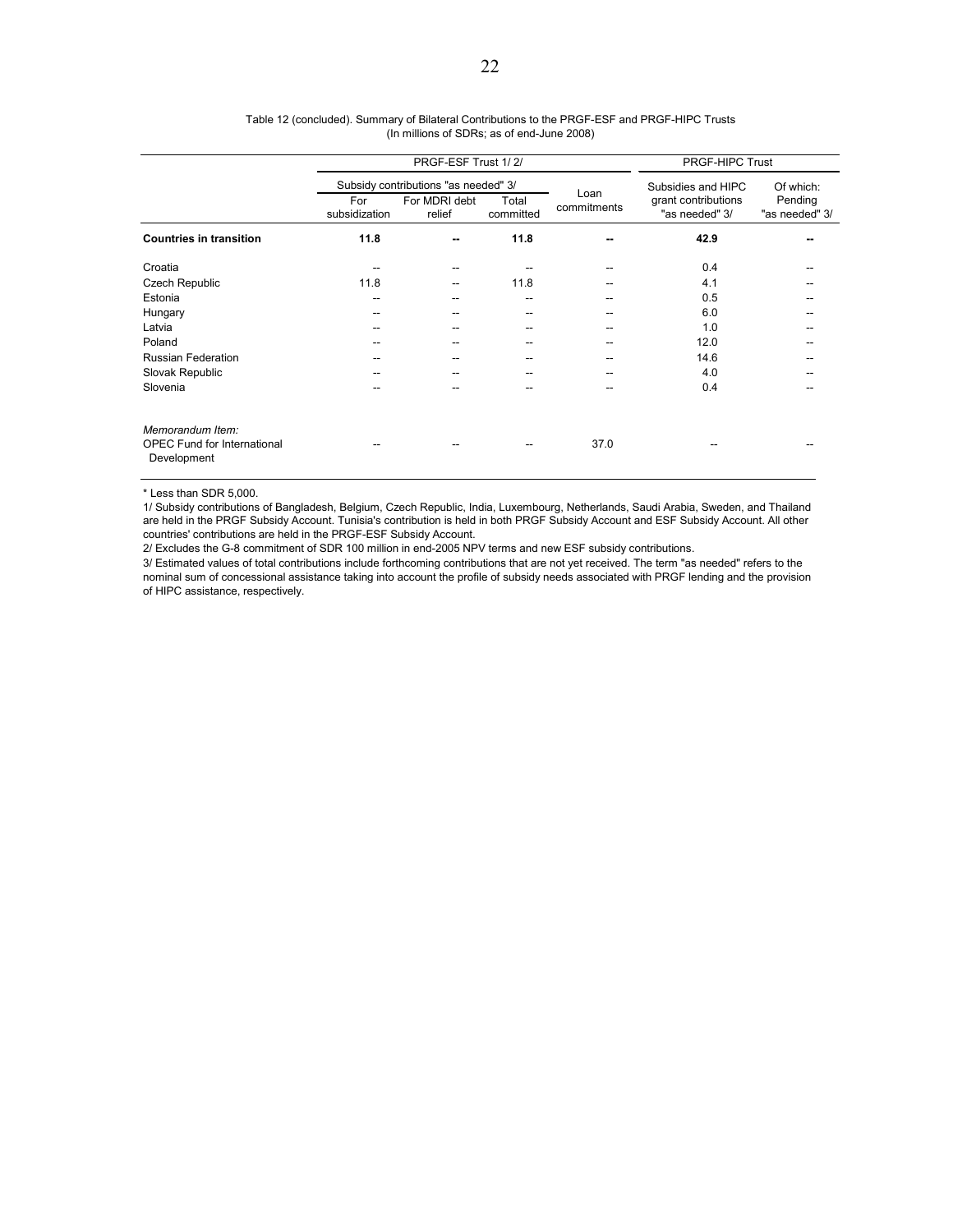Table 12 (concluded). Summary of Bilateral Contributions to the PRGF-ESF and PRGF-HIPC Trusts
(In millions of SDRs; as of end-June 2008)

| | PRGF-ESF Trust 1/ 2/ | | | | PRGF-HIPC Trust | |
|---|---|---|---|---|---|---|
| | Subsidy contributions "as needed" 3/ | | | Loan commitments | Subsidies and HIPC grant contributions "as needed" 3/ | Of which: Pending "as needed" 3/ |
| | For subsidization | For MDRI debt relief | Total committed | | | |
| **Countries in transition** | **11.8** | **--** | **11.8** | **--** | **42.9** | **--** |
| Croatia | -- | -- | -- | -- | 0.4 | -- |
| Czech Republic | 11.8 | -- | 11.8 | -- | 4.1 | -- |
| Estonia | -- | -- | -- | -- | 0.5 | -- |
| Hungary | -- | -- | -- | -- | 6.0 | -- |
| Latvia | -- | -- | -- | -- | 1.0 | -- |
| Poland | -- | -- | -- | -- | 12.0 | -- |
| Russian Federation | -- | -- | -- | -- | 14.6 | -- |
| Slovak Republic | -- | -- | -- | -- | 4.0 | -- |
| Slovenia | -- | -- | -- | -- | 0.4 | -- |
| *Memorandum Item:* | | | | | | |
| OPEC Fund for International Development | -- | -- | -- | 37.0 | -- | -- |

\* Less than SDR 5,000.

1/ Subsidy contributions of Bangladesh, Belgium, Czech Republic, India, Luxembourg, Netherlands, Saudi Arabia, Sweden, and Thailand are held in the PRGF Subsidy Account. Tunisia's contribution is held in both PRGF Subsidy Account and ESF Subsidy Account. All other countries' contributions are held in the PRGF-ESF Subsidy Account.

2/ Excludes the G-8 commitment of SDR 100 million in end-2005 NPV terms and new ESF subsidy contributions.

3/ Estimated values of total contributions include forthcoming contributions that are not yet received. The term "as needed" refers to the nominal sum of concessional assistance taking into account the profile of subsidy needs associated with PRGF lending and the provision of HIPC assistance, respectively.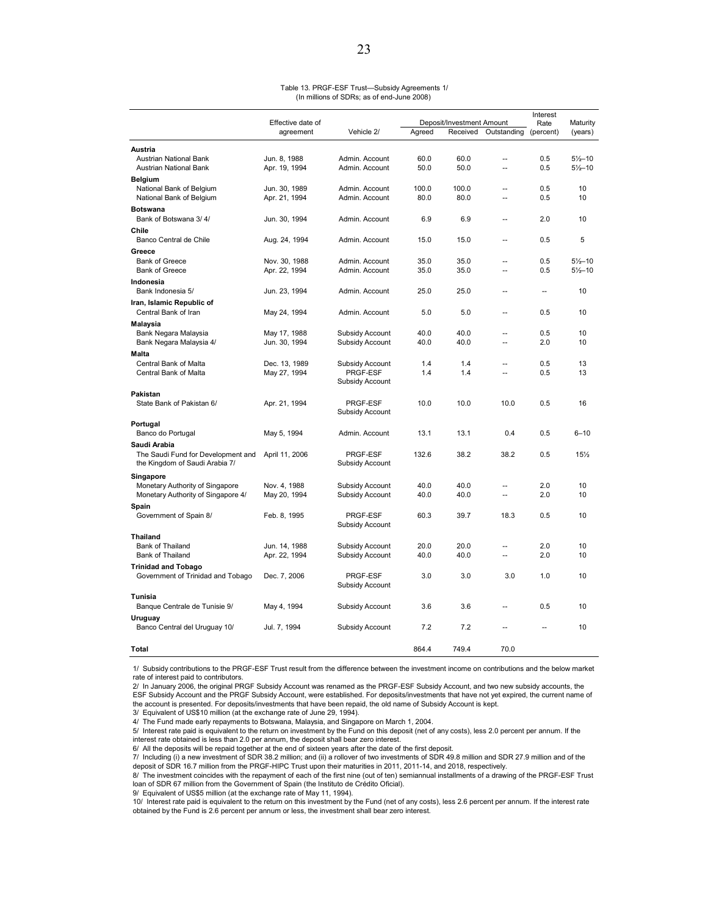Table 13. PRGF-ESF Trust—Subsidy Agreements 1/
(In millions of SDRs; as of end-June 2008)

| | Effective date of agreement | Vehicle 2/ | Deposit/Investment Amount | | | Interest Rate (percent) | Maturity (years) |
|---|---|---|---|---|---|---|---|
| | | | Agreed | Received | Outstanding | | |
| **Austria** | | | | | | | |
| Austrian National Bank | Jun. 8, 1988 | Admin. Account | 60.0 | 60.0 | -- | 0.5 | 5½–10 |
| Austrian National Bank | Apr. 19, 1994 | Admin. Account | 50.0 | 50.0 | -- | 0.5 | 5½–10 |
| **Belgium** | | | | | | | |
| National Bank of Belgium | Jun. 30, 1989 | Admin. Account | 100.0 | 100.0 | -- | 0.5 | 10 |
| National Bank of Belgium | Apr. 21, 1994 | Admin. Account | 80.0 | 80.0 | -- | 0.5 | 10 |
| **Botswana** | | | | | | | |
| Bank of Botswana 3/ 4/ | Jun. 30, 1994 | Admin. Account | 6.9 | 6.9 | -- | 2.0 | 10 |
| **Chile** | | | | | | | |
| Banco Central de Chile | Aug. 24, 1994 | Admin. Account | 15.0 | 15.0 | -- | 0.5 | 5 |
| **Greece** | | | | | | | |
| Bank of Greece | Nov. 30, 1988 | Admin. Account | 35.0 | 35.0 | -- | 0.5 | 5½–10 |
| Bank of Greece | Apr. 22, 1994 | Admin. Account | 35.0 | 35.0 | -- | 0.5 | 5½–10 |
| **Indonesia** | | | | | | | |
| Bank Indonesia 5/ | Jun. 23, 1994 | Admin. Account | 25.0 | 25.0 | -- | -- | 10 |
| **Iran, Islamic Republic of** | | | | | | | |
| Central Bank of Iran | May 24, 1994 | Admin. Account | 5.0 | 5.0 | -- | 0.5 | 10 |
| **Malaysia** | | | | | | | |
| Bank Negara Malaysia | May 17, 1988 | Subsidy Account | 40.0 | 40.0 | -- | 0.5 | 10 |
| Bank Negara Malaysia 4/ | Jun. 30, 1994 | Subsidy Account | 40.0 | 40.0 | -- | 2.0 | 10 |
| **Malta** | | | | | | | |
| Central Bank of Malta | Dec. 13, 1989 | Subsidy Account | 1.4 | 1.4 | -- | 0.5 | 13 |
| Central Bank of Malta | May 27, 1994 | PRGF-ESF Subsidy Account | 1.4 | 1.4 | -- | 0.5 | 13 |
| **Pakistan** | | | | | | | |
| State Bank of Pakistan 6/ | Apr. 21, 1994 | PRGF-ESF Subsidy Account | 10.0 | 10.0 | 10.0 | 0.5 | 16 |
| **Portugal** | | | | | | | |
| Banco do Portugal | May 5, 1994 | Admin. Account | 13.1 | 13.1 | 0.4 | 0.5 | 6–10 |
| **Saudi Arabia** | | | | | | | |
| The Saudi Fund for Development and the Kingdom of Saudi Arabia 7/ | April 11, 2006 | PRGF-ESF Subsidy Account | 132.6 | 38.2 | 38.2 | 0.5 | 15½ |
| **Singapore** | | | | | | | |
| Monetary Authority of Singapore | Nov. 4, 1988 | Subsidy Account | 40.0 | 40.0 | -- | 2.0 | 10 |
| Monetary Authority of Singapore 4/ | May 20, 1994 | Subsidy Account | 40.0 | 40.0 | -- | 2.0 | 10 |
| **Spain** | | | | | | | |
| Government of Spain 8/ | Feb. 8, 1995 | PRGF-ESF Subsidy Account | 60.3 | 39.7 | 18.3 | 0.5 | 10 |
| **Thailand** | | | | | | | |
| Bank of Thailand | Jun. 14, 1988 | Subsidy Account | 20.0 | 20.0 | -- | 2.0 | 10 |
| Bank of Thailand | Apr. 22, 1994 | Subsidy Account | 40.0 | 40.0 | -- | 2.0 | 10 |
| **Trinidad and Tobago** | | | | | | | |
| Government of Trinidad and Tobago | Dec. 7, 2006 | PRGF-ESF Subsidy Account | 3.0 | 3.0 | 3.0 | 1.0 | 10 |
| **Tunisia** | | | | | | | |
| Banque Centrale de Tunisie 9/ | May 4, 1994 | Subsidy Account | 3.6 | 3.6 | -- | 0.5 | 10 |
| **Uruguay** | | | | | | | |
| Banco Central del Uruguay 10/ | Jul. 7, 1994 | Subsidy Account | 7.2 | 7.2 | -- | -- | 10 |
| **Total** | | | 864.4 | 749.4 | 70.0 | | |

1/ Subsidy contributions to the PRGF-ESF Trust result from the difference between the investment income on contributions and the below market rate of interest paid to contributors.

2/ In January 2006, the original PRGF Subsidy Account was renamed as the PRGF-ESF Subsidy Account, and two new subsidy accounts, the ESF Subsidy Account and the PRGF Subsidy Account, were established. For deposits/investments that have not yet expired, the current name of the account is presented. For deposits/investments that have been repaid, the old name of Subsidy Account is kept.

3/ Equivalent of US$10 million (at the exchange rate of June 29, 1994).

4/ The Fund made early repayments to Botswana, Malaysia, and Singapore on March 1, 2004.

5/ Interest rate paid is equivalent to the return on investment by the Fund on this deposit (net of any costs), less 2.0 percent per annum. If the interest rate obtained is less than 2.0 per annum, the deposit shall bear zero interest.

6/ All the deposits will be repaid together at the end of sixteen years after the date of the first deposit.

7/ Including (i) a new investment of SDR 38.2 million; and (ii) a rollover of two investments of SDR 49.8 million and SDR 27.9 million and of the deposit of SDR 16.7 million from the PRGF-HIPC Trust upon their maturities in 2011, 2011-14, and 2018, respectively.

8/ The investment coincides with the repayment of each of the first nine (out of ten) semiannual installments of a drawing of the PRGF-ESF Trust loan of SDR 67 million from the Government of Spain (the Instituto de Crédito Oficial).

9/ Equivalent of US$5 million (at the exchange rate of May 11, 1994).

10/ Interest rate paid is equivalent to the return on this investment by the Fund (net of any costs), less 2.6 percent per annum. If the interest rate obtained by the Fund is 2.6 percent per annum or less, the investment shall bear zero interest.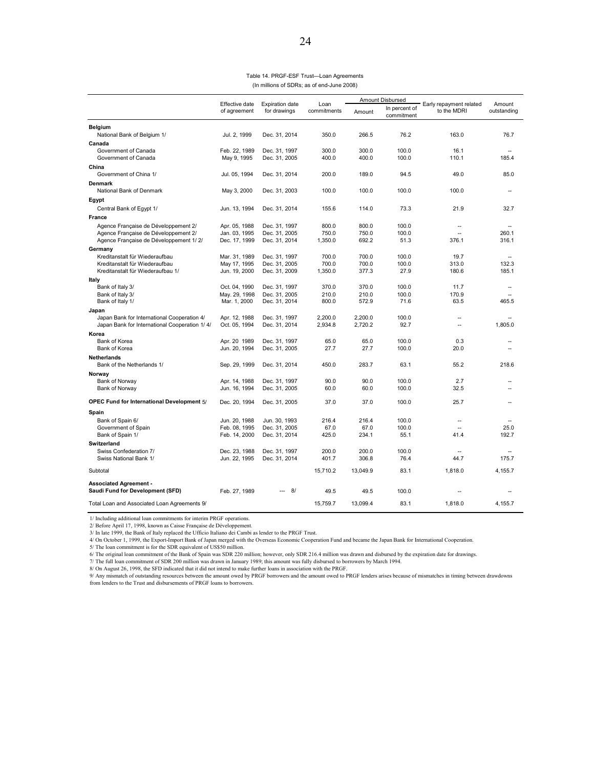Table 14. PRGF-ESF Trust—Loan Agreements
(In millions of SDRs; as of end-June 2008)

| | Effective date of agreement | Expiration date for drawings | Loan commitments | Amount Disbursed | | Early repayment related to the MDRI | Amount outstanding |
|---|---|---|---|---|---|---|---|
| | | | | Amount | In percent of commitment | | |
| **Belgium** | | | | | | | |
| National Bank of Belgium 1/ | Jul. 2, 1999 | Dec. 31, 2014 | 350.0 | 266.5 | 76.2 | 163.0 | 76.7 |
| **Canada** | | | | | | | |
| Government of Canada | Feb. 22, 1989 | Dec. 31, 1997 | 300.0 | 300.0 | 100.0 | 16.1 | -- |
| Government of Canada | May 9, 1995 | Dec. 31, 2005 | 400.0 | 400.0 | 100.0 | 110.1 | 185.4 |
| **China** | | | | | | | |
| Government of China 1/ | Jul. 05, 1994 | Dec. 31, 2014 | 200.0 | 189.0 | 94.5 | 49.0 | 85.0 |
| **Denmark** | | | | | | | |
| National Bank of Denmark | May 3, 2000 | Dec. 31, 2003 | 100.0 | 100.0 | 100.0 | 100.0 | -- |
| **Egypt** | | | | | | | |
| Central Bank of Egypt 1/ | Jun. 13, 1994 | Dec. 31, 2014 | 155.6 | 114.0 | 73.3 | 21.9 | 32.7 |
| **France** | | | | | | | |
| Agence Française de Développement 2/ | Apr. 05, 1988 | Dec. 31, 1997 | 800.0 | 800.0 | 100.0 | -- | -- |
| Agence Française de Développement 2/ | Jan. 03, 1995 | Dec. 31, 2005 | 750.0 | 750.0 | 100.0 | -- | 260.1 |
| Agence Française de Développement 1/ 2/ | Dec. 17, 1999 | Dec. 31, 2014 | 1,350.0 | 692.2 | 51.3 | 376.1 | 316.1 |
| **Germany** | | | | | | | |
| Kreditanstalt für Wiederaufbau | Mar. 31, 1989 | Dec. 31, 1997 | 700.0 | 700.0 | 100.0 | 19.7 | -- |
| Kreditanstalt für Wiederaufbau | May 17, 1995 | Dec. 31, 2005 | 700.0 | 700.0 | 100.0 | 313.0 | 132.3 |
| Kreditanstalt für Wiederaufbau 1/ | Jun. 19, 2000 | Dec. 31, 2009 | 1,350.0 | 377.3 | 27.9 | 180.6 | 185.1 |
| **Italy** | | | | | | | |
| Bank of Italy 3/ | Oct. 04, 1990 | Dec. 31, 1997 | 370.0 | 370.0 | 100.0 | 11.7 | -- |
| Bank of Italy 3/ | May. 29, 1998 | Dec. 31, 2005 | 210.0 | 210.0 | 100.0 | 170.9 | -- |
| Bank of Italy 1/ | Mar. 1, 2000 | Dec. 31, 2014 | 800.0 | 572.9 | 71.6 | 63.5 | 465.5 |
| **Japan** | | | | | | | |
| Japan Bank for International Cooperation 4/ | Apr. 12, 1988 | Dec. 31, 1997 | 2,200.0 | 2,200.0 | 100.0 | -- | -- |
| Japan Bank for International Cooperation 1/ 4/ | Oct. 05, 1994 | Dec. 31, 2014 | 2,934.8 | 2,720.2 | 92.7 | -- | 1,805.0 |
| **Korea** | | | | | | | |
| Bank of Korea | Apr. 20 1989 | Dec. 31, 1997 | 65.0 | 65.0 | 100.0 | 0.3 | -- |
| Bank of Korea | Jun. 20, 1994 | Dec. 31, 2005 | 27.7 | 27.7 | 100.0 | 20.0 | -- |
| **Netherlands** | | | | | | | |
| Bank of the Netherlands 1/ | Sep. 29, 1999 | Dec. 31, 2014 | 450.0 | 283.7 | 63.1 | 55.2 | 218.6 |
| **Norway** | | | | | | | |
| Bank of Norway | Apr. 14, 1988 | Dec. 31, 1997 | 90.0 | 90.0 | 100.0 | 2.7 | -- |
| Bank of Norway | Jun. 16, 1994 | Dec. 31, 2005 | 60.0 | 60.0 | 100.0 | 32.5 | -- |
| **OPEC Fund for International Development** 5/ | Dec. 20, 1994 | Dec. 31, 2005 | 37.0 | 37.0 | 100.0 | 25.7 | -- |
| **Spain** | | | | | | | |
| Bank of Spain 6/ | Jun. 20, 1988 | Jun. 30, 1993 | 216.4 | 216.4 | 100.0 | -- | -- |
| Government of Spain | Feb. 08, 1995 | Dec. 31, 2005 | 67.0 | 67.0 | 100.0 | -- | 25.0 |
| Bank of Spain 1/ | Feb. 14, 2000 | Dec. 31, 2014 | 425.0 | 234.1 | 55.1 | 41.4 | 192.7 |
| **Switzerland** | | | | | | | |
| Swiss Confederation 7/ | Dec. 23, 1988 | Dec. 31, 1997 | 200.0 | 200.0 | 100.0 | -- | -- |
| Swiss National Bank 1/ | Jun. 22, 1995 | Dec. 31, 2014 | 401.7 | 306.8 | 76.4 | 44.7 | 175.7 |
| Subtotal | | | 15,710.2 | 13,049.9 | 83.1 | 1,818.0 | 4,155.7 |
| **Associated Agreement - Saudi Fund for Development (SFD)** | Feb. 27, 1989 | --- 8/ | 49.5 | 49.5 | 100.0 | -- | -- |
| Total Loan and Associated Loan Agreements 9/ | | | 15,759.7 | 13,099.4 | 83.1 | 1,818.0 | 4,155.7 |

1/ Including additional loan commitments for interim PRGF operations.
2/ Before April 17, 1998, known as Caisse Française de Développement.
3/ In late 1999, the Bank of Italy replaced the Ufficio Italiano dei Cambi as lender to the PRGF Trust.
4/ On October 1, 1999, the Export-Import Bank of Japan merged with the Overseas Economic Cooperation Fund and became the Japan Bank for International Cooperation.
5/ The loan commitment is for the SDR equivalent of US$50 million.
6/ The original loan commitment of the Bank of Spain was SDR 220 million; however, only SDR 216.4 million was drawn and disbursed by the expiration date for drawings.
7/ The full loan commitment of SDR 200 million was drawn in January 1989; this amount was fully disbursed to borrowers by March 1994.
8/ On August 26, 1998, the SFD indicated that it did not intend to make further loans in association with the PRGF.
9/ Any mismatch of outstanding resources between the amount owed by PRGF borrowers and the amount owed to PRGF lenders arises because of mismatches in timing between drawdowns from lenders to the Trust and disbursements of PRGF loans to borrowers.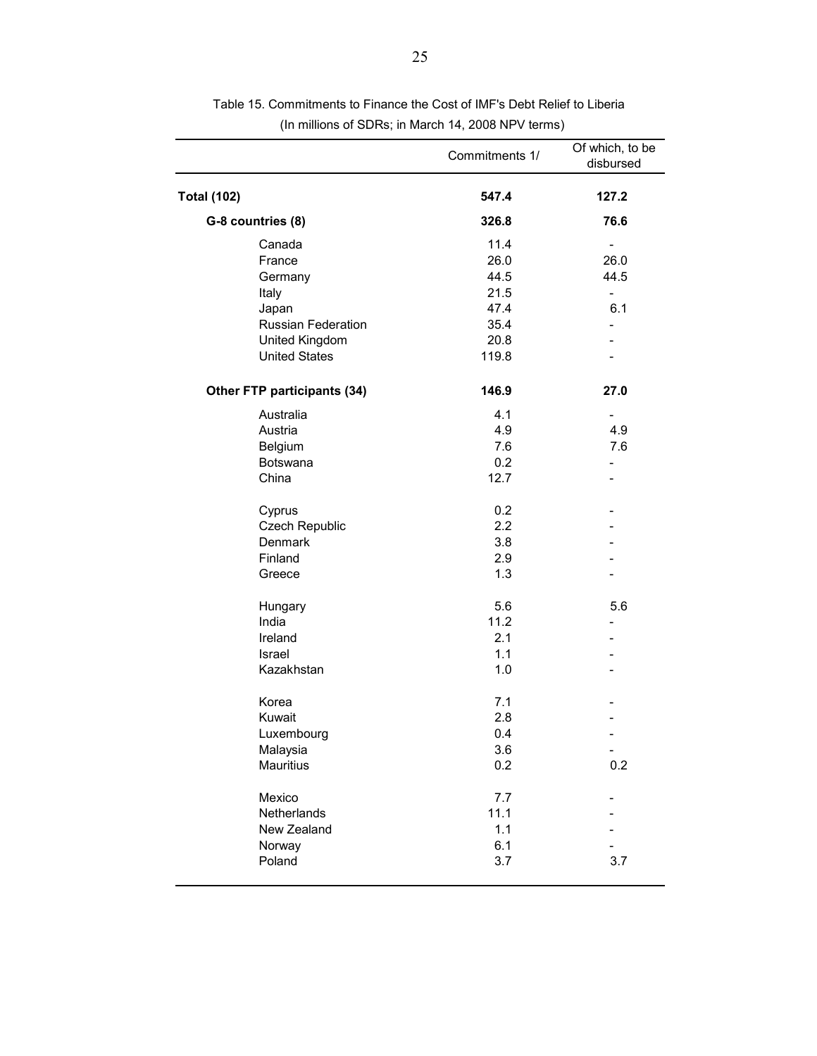Table 15. Commitments to Finance the Cost of IMF's Debt Relief to Liberia
(In millions of SDRs; in March 14, 2008 NPV terms)

| | Commitments 1/ | Of which, to be disbursed |
|---|---|---|
| **Total (102)** | **547.4** | **127.2** |
| **G-8 countries (8)** | **326.8** | **76.6** |
| Canada | 11.4 | - |
| France | 26.0 | 26.0 |
| Germany | 44.5 | 44.5 |
| Italy | 21.5 | - |
| Japan | 47.4 | 6.1 |
| Russian Federation | 35.4 | - |
| United Kingdom | 20.8 | - |
| United States | 119.8 | - |
| **Other FTP participants (34)** | **146.9** | **27.0** |
| Australia | 4.1 | - |
| Austria | 4.9 | 4.9 |
| Belgium | 7.6 | 7.6 |
| Botswana | 0.2 | - |
| China | 12.7 | - |
| Cyprus | 0.2 | - |
| Czech Republic | 2.2 | - |
| Denmark | 3.8 | - |
| Finland | 2.9 | - |
| Greece | 1.3 | - |
| Hungary | 5.6 | 5.6 |
| India | 11.2 | - |
| Ireland | 2.1 | - |
| Israel | 1.1 | - |
| Kazakhstan | 1.0 | - |
| Korea | 7.1 | - |
| Kuwait | 2.8 | - |
| Luxembourg | 0.4 | - |
| Malaysia | 3.6 | - |
| Mauritius | 0.2 | 0.2 |
| Mexico | 7.7 | - |
| Netherlands | 11.1 | - |
| New Zealand | 1.1 | - |
| Norway | 6.1 | - |
| Poland | 3.7 | 3.7 |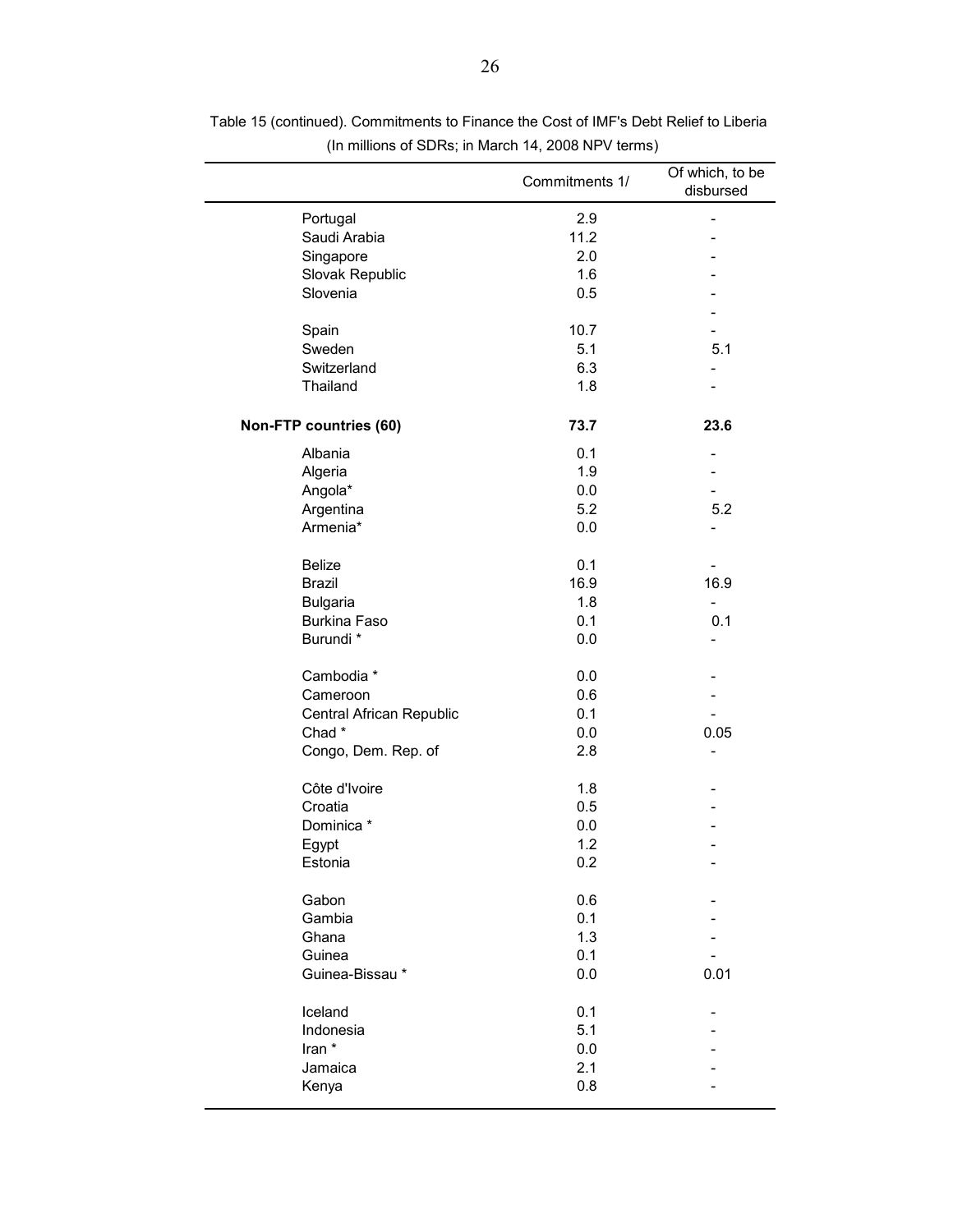Table 15 (continued). Commitments to Finance the Cost of IMF's Debt Relief to Liberia
(In millions of SDRs; in March 14, 2008 NPV terms)

| | Commitments 1/ | Of which, to be disbursed |
|---|---|---|
| Portugal | 2.9 | - |
| Saudi Arabia | 11.2 | - |
| Singapore | 2.0 | - |
| Slovak Republic | 1.6 | - |
| Slovenia | 0.5 | - |
| | | - |
| Spain | 10.7 | - |
| Sweden | 5.1 | 5.1 |
| Switzerland | 6.3 | - |
| Thailand | 1.8 | - |
| **Non-FTP countries (60)** | **73.7** | **23.6** |
| Albania | 0.1 | - |
| Algeria | 1.9 | - |
| Angola* | 0.0 | - |
| Argentina | 5.2 | 5.2 |
| Armenia* | 0.0 | - |
| Belize | 0.1 | - |
| Brazil | 16.9 | 16.9 |
| Bulgaria | 1.8 | - |
| Burkina Faso | 0.1 | 0.1 |
| Burundi * | 0.0 | - |
| Cambodia * | 0.0 | - |
| Cameroon | 0.6 | - |
| Central African Republic | 0.1 | - |
| Chad * | 0.0 | 0.05 |
| Congo, Dem. Rep. of | 2.8 | - |
| Côte d'Ivoire | 1.8 | - |
| Croatia | 0.5 | - |
| Dominica * | 0.0 | - |
| Egypt | 1.2 | - |
| Estonia | 0.2 | - |
| Gabon | 0.6 | - |
| Gambia | 0.1 | - |
| Ghana | 1.3 | - |
| Guinea | 0.1 | - |
| Guinea-Bissau * | 0.0 | 0.01 |
| Iceland | 0.1 | - |
| Indonesia | 5.1 | - |
| Iran * | 0.0 | - |
| Jamaica | 2.1 | - |
| Kenya | 0.8 | - |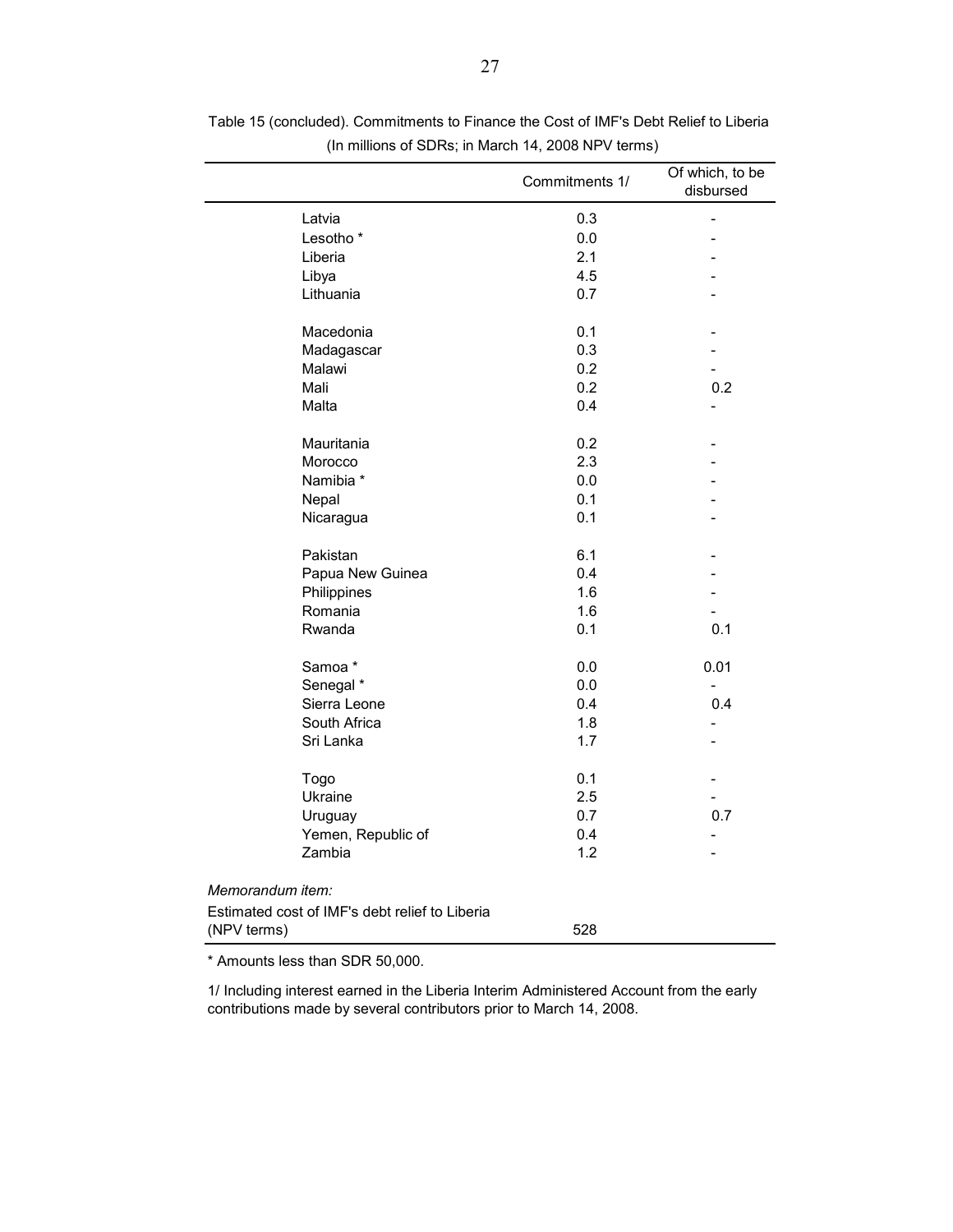Table 15 (concluded). Commitments to Finance the Cost of IMF's Debt Relief to Liberia
(In millions of SDRs; in March 14, 2008 NPV terms)

| | Commitments 1/ | Of which, to be disbursed |
|---|---|---|
| Latvia | 0.3 | - |
| Lesotho * | 0.0 | - |
| Liberia | 2.1 | - |
| Libya | 4.5 | - |
| Lithuania | 0.7 | - |
| Macedonia | 0.1 | - |
| Madagascar | 0.3 | - |
| Malawi | 0.2 | - |
| Mali | 0.2 | 0.2 |
| Malta | 0.4 | - |
| Mauritania | 0.2 | - |
| Morocco | 2.3 | - |
| Namibia * | 0.0 | - |
| Nepal | 0.1 | - |
| Nicaragua | 0.1 | - |
| Pakistan | 6.1 | - |
| Papua New Guinea | 0.4 | - |
| Philippines | 1.6 | - |
| Romania | 1.6 | - |
| Rwanda | 0.1 | 0.1 |
| Samoa * | 0.0 | 0.01 |
| Senegal * | 0.0 | - |
| Sierra Leone | 0.4 | 0.4 |
| South Africa | 1.8 | - |
| Sri Lanka | 1.7 | - |
| Togo | 0.1 | - |
| Ukraine | 2.5 | - |
| Uruguay | 0.7 | 0.7 |
| Yemen, Republic of | 0.4 | - |
| Zambia | 1.2 | - |
| *Memorandum item:* | | |
| Estimated cost of IMF's debt relief to Liberia (NPV terms) | 528 | |

\* Amounts less than SDR 50,000.

1/ Including interest earned in the Liberia Interim Administered Account from the early contributions made by several contributors prior to March 14, 2008.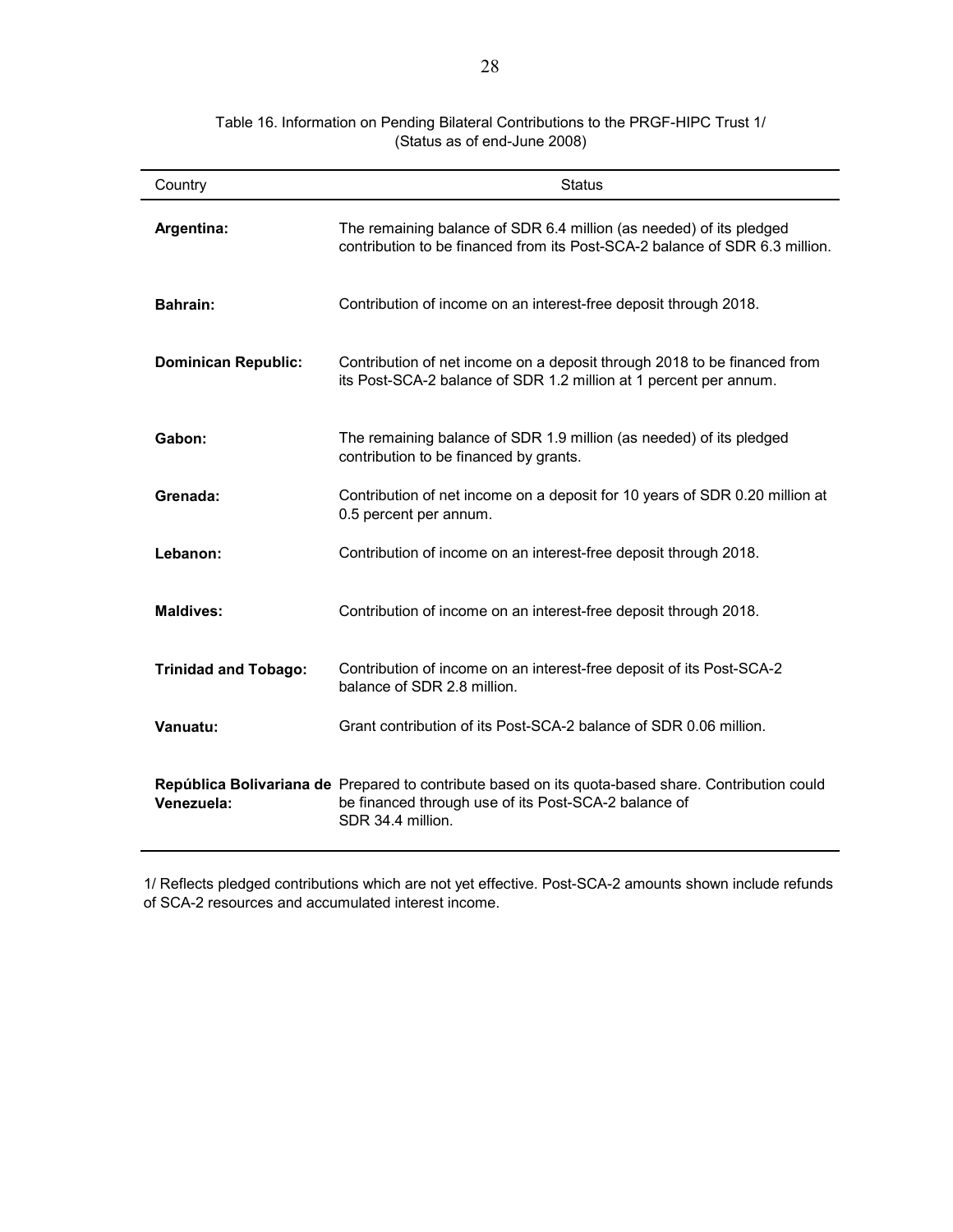Table 16. Information on Pending Bilateral Contributions to the PRGF-HIPC Trust 1/
(Status as of end-June 2008)

| Country | Status |
| --- | --- |
| **Argentina:** | The remaining balance of SDR 6.4 million (as needed) of its pledged contribution to be financed from its Post-SCA-2 balance of SDR 6.3 million. |
| **Bahrain:** | Contribution of income on an interest-free deposit through 2018. |
| **Dominican Republic:** | Contribution of net income on a deposit through 2018 to be financed from its Post-SCA-2 balance of SDR 1.2 million at 1 percent per annum. |
| **Gabon:** | The remaining balance of SDR 1.9 million (as needed) of its pledged contribution to be financed by grants. |
| **Grenada:** | Contribution of net income on a deposit for 10 years of SDR 0.20 million at 0.5 percent per annum. |
| **Lebanon:** | Contribution of income on an interest-free deposit through 2018. |
| **Maldives:** | Contribution of income on an interest-free deposit through 2018. |
| **Trinidad and Tobago:** | Contribution of income on an interest-free deposit of its Post-SCA-2 balance of SDR 2.8 million. |
| **Vanuatu:** | Grant contribution of its Post-SCA-2 balance of SDR 0.06 million. |
| **República Bolivariana de Venezuela:** | Prepared to contribute based on its quota-based share. Contribution could be financed through use of its Post-SCA-2 balance of SDR 34.4 million. |

1/ Reflects pledged contributions which are not yet effective. Post-SCA-2 amounts shown include refunds of SCA-2 resources and accumulated interest income.